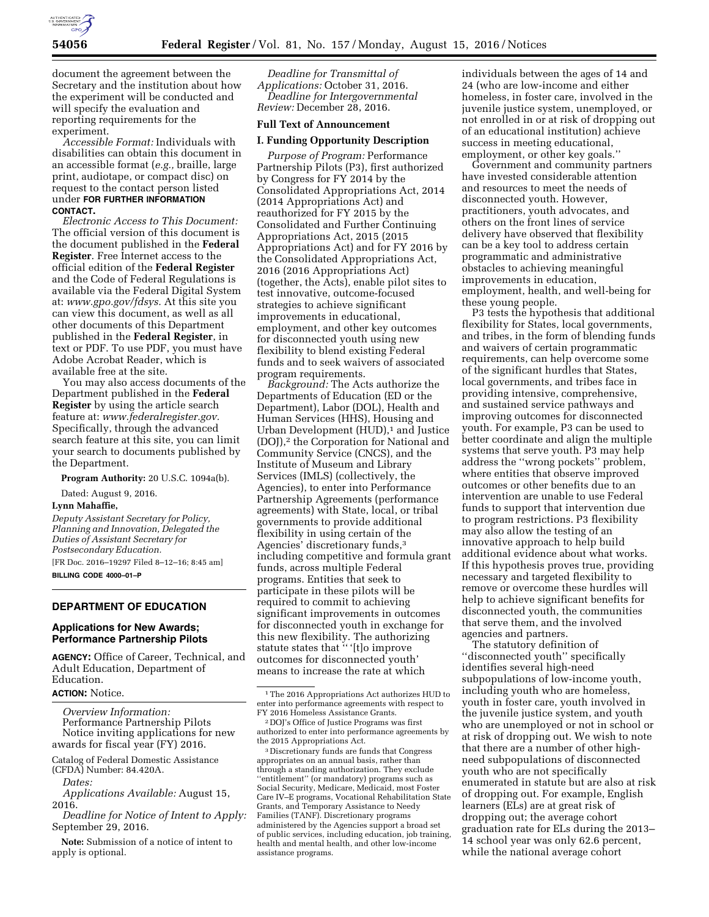document the agreement between the Secretary and the institution about how the experiment will be conducted and will specify the evaluation and reporting requirements for the experiment.

*Accessible Format:* Individuals with disabilities can obtain this document in an accessible format (*e.g.,* braille, large print, audiotape, or compact disc) on request to the contact person listed under **FOR FURTHER INFORMATION CONTACT.**

*Electronic Access to This Document:* The official version of this document is the document published in the **Federal Register**. Free Internet access to the official edition of the **Federal Register** and the Code of Federal Regulations is available via the Federal Digital System at: *www.gpo.gov/fdsys.* At this site you can view this document, as well as all other documents of this Department published in the **Federal Register**, in text or PDF. To use PDF, you must have Adobe Acrobat Reader, which is available free at the site.

You may also access documents of the Department published in the **Federal Register** by using the article search feature at: *www.federalregister.gov.* Specifically, through the advanced search feature at this site, you can limit your search to documents published by the Department.

**Program Authority:** 20 U.S.C. 1094a(b).

Dated: August 9, 2016.

**Lynn Mahaffie,**

*Deputy Assistant Secretary for Policy, Planning and Innovation, Delegated the Duties of Assistant Secretary for Postsecondary Education.*

[FR Doc. 2016–19297 Filed 8–12–16; 8:45 am]

**BILLING CODE 4000–01–P**

## DEPARTMENT OF EDUCATION

### Applications for New Awards; Performance Partnership Pilots

**AGENCY:** Office of Career, Technical, and Adult Education, Department of Education.

**ACTION:** Notice.

*Overview Information:*
Performance Partnership Pilots
Notice inviting applications for new awards for fiscal year (FY) 2016.

Catalog of Federal Domestic Assistance (CFDA) Number: 84.420A.

*Dates:*

*Applications Available:* August 15, 2016.

*Deadline for Notice of Intent to Apply:* September 29, 2016.

**Note:** Submission of a notice of intent to apply is optional.

*Deadline for Transmittal of Applications:* October 31, 2016.

*Deadline for Intergovernmental Review:* December 28, 2016.

**Full Text of Announcement**

**I. Funding Opportunity Description**

*Purpose of Program:* Performance Partnership Pilots (P3), first authorized by Congress for FY 2014 by the Consolidated Appropriations Act, 2014 (2014 Appropriations Act) and reauthorized for FY 2015 by the Consolidated and Further Continuing Appropriations Act, 2015 (2015 Appropriations Act) and for FY 2016 by the Consolidated Appropriations Act, 2016 (2016 Appropriations Act) (together, the Acts), enable pilot sites to test innovative, outcome-focused strategies to achieve significant improvements in educational, employment, and other key outcomes for disconnected youth using new flexibility to blend existing Federal funds and to seek waivers of associated program requirements.

*Background:* The Acts authorize the Departments of Education (ED or the Department), Labor (DOL), Health and Human Services (HHS), Housing and Urban Development (HUD),[1] and Justice (DOJ),[2] the Corporation for National and Community Service (CNCS), and the Institute of Museum and Library Services (IMLS) (collectively, the Agencies), to enter into Performance Partnership Agreements (performance agreements) with State, local, or tribal governments to provide additional flexibility in using certain of the Agencies' discretionary funds,[3] including competitive and formula grant funds, across multiple Federal programs. Entities that seek to participate in these pilots will be required to commit to achieving significant improvements in outcomes for disconnected youth in exchange for this new flexibility. The authorizing statute states that " '[t]o improve outcomes for disconnected youth' means to increase the rate at which individuals between the ages of 14 and 24 (who are low-income and either homeless, in foster care, involved in the juvenile justice system, unemployed, or not enrolled in or at risk of dropping out of an educational institution) achieve success in meeting educational, employment, or other key goals."

Government and community partners have invested considerable attention and resources to meet the needs of disconnected youth. However, practitioners, youth advocates, and others on the front lines of service delivery have observed that flexibility can be a key tool to address certain programmatic and administrative obstacles to achieving meaningful improvements in education, employment, health, and well-being for these young people.

P3 tests the hypothesis that additional flexibility for States, local governments, and tribes, in the form of blending funds and waivers of certain programmatic requirements, can help overcome some of the significant hurdles that States, local governments, and tribes face in providing intensive, comprehensive, and sustained service pathways and improving outcomes for disconnected youth. For example, P3 can be used to better coordinate and align the multiple systems that serve youth. P3 may help address the "wrong pockets" problem, where entities that observe improved outcomes or other benefits due to an intervention are unable to use Federal funds to support that intervention due to program restrictions. P3 flexibility may also allow the testing of an innovative approach to help build additional evidence about what works. If this hypothesis proves true, providing necessary and targeted flexibility to remove or overcome these hurdles will help to achieve significant benefits for disconnected youth, the communities that serve them, and the involved agencies and partners.

The statutory definition of "disconnected youth" specifically identifies several high-need subpopulations of low-income youth, including youth who are homeless, youth in foster care, youth involved in the juvenile justice system, and youth who are unemployed or not in school or at risk of dropping out. We wish to note that there are a number of other high-need subpopulations of disconnected youth who are not specifically enumerated in statute but are also at risk of dropping out. For example, English learners (ELs) are at great risk of dropping out; the average cohort graduation rate for ELs during the 2013–14 school year was only 62.6 percent, while the national average cohort

[1] The 2016 Appropriations Act authorizes HUD to enter into performance agreements with respect to FY 2016 Homeless Assistance Grants.

[2] DOJ's Office of Justice Programs was first authorized to enter into performance agreements by the 2015 Appropriations Act.

[3] Discretionary funds are funds that Congress appropriates on an annual basis, rather than through a standing authorization. They exclude "entitlement" (or mandatory) programs such as Social Security, Medicare, Medicaid, most Foster Care IV–E programs, Vocational Rehabilitation State Grants, and Temporary Assistance to Needy Families (TANF). Discretionary programs administered by the Agencies support a broad set of public services, including education, job training, health and mental health, and other low-income assistance programs.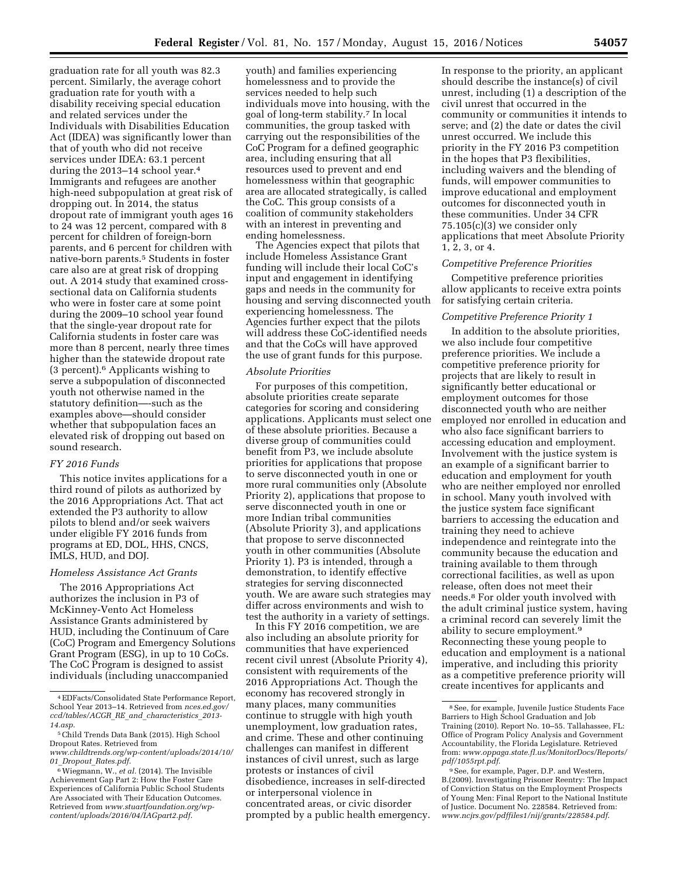graduation rate for all youth was 82.3 percent. Similarly, the average cohort graduation rate for youth with a disability receiving special education and related services under the Individuals with Disabilities Education Act (IDEA) was significantly lower than that of youth who did not receive services under IDEA: 63.1 percent during the 2013–14 school year.[4] Immigrants and refugees are another high-need subpopulation at great risk of dropping out. In 2014, the status dropout rate of immigrant youth ages 16 to 24 was 12 percent, compared with 8 percent for children of foreign-born parents, and 6 percent for children with native-born parents.[5] Students in foster care also are at great risk of dropping out. A 2014 study that examined cross-sectional data on California students who were in foster care at some point during the 2009–10 school year found that the single-year dropout rate for California students in foster care was more than 8 percent, nearly three times higher than the statewide dropout rate (3 percent).[6] Applicants wishing to serve a subpopulation of disconnected youth not otherwise named in the statutory definition—such as the examples above—should consider whether that subpopulation faces an elevated risk of dropping out based on sound research.

*FY 2016 Funds*

This notice invites applications for a third round of pilots as authorized by the 2016 Appropriations Act. That act extended the P3 authority to allow pilots to blend and/or seek waivers under eligible FY 2016 funds from programs at ED, DOL, HHS, CNCS, IMLS, HUD, and DOJ.

*Homeless Assistance Act Grants*

The 2016 Appropriations Act authorizes the inclusion in P3 of McKinney-Vento Act Homeless Assistance Grants administered by HUD, including the Continuum of Care (CoC) Program and Emergency Solutions Grant Program (ESG), in up to 10 CoCs. The CoC Program is designed to assist individuals (including unaccompanied youth) and families experiencing homelessness and to provide the services needed to help such individuals move into housing, with the goal of long-term stability.[7] In local communities, the group tasked with carrying out the responsibilities of the CoC Program for a defined geographic area, including ensuring that all resources used to prevent and end homelessness within that geographic area are allocated strategically, is called the CoC. This group consists of a coalition of community stakeholders with an interest in preventing and ending homelessness.

The Agencies expect that pilots that include Homeless Assistance Grant funding will include their local CoC's input and engagement in identifying gaps and needs in the community for housing and serving disconnected youth experiencing homelessness. The Agencies further expect that the pilots will address these CoC-identified needs and that the CoCs will have approved the use of grant funds for this purpose.

*Absolute Priorities*

For purposes of this competition, absolute priorities create separate categories for scoring and considering applications. Applicants must select one of these absolute priorities. Because a diverse group of communities could benefit from P3, we include absolute priorities for applications that propose to serve disconnected youth in one or more rural communities only (Absolute Priority 2), applications that propose to serve disconnected youth in one or more Indian tribal communities (Absolute Priority 3), and applications that propose to serve disconnected youth in other communities (Absolute Priority 1). P3 is intended, through a demonstration, to identify effective strategies for serving disconnected youth. We are aware such strategies may differ across environments and wish to test the authority in a variety of settings.

In this FY 2016 competition, we are also including an absolute priority for communities that have experienced recent civil unrest (Absolute Priority 4), consistent with requirements of the 2016 Appropriations Act. Though the economy has recovered strongly in many places, many communities continue to struggle with high youth unemployment, low graduation rates, and crime. These and other continuing challenges can manifest in different instances of civil unrest, such as large protests or instances of civil disobedience, increases in self-directed or interpersonal violence in concentrated areas, or civic disorder prompted by a public health emergency. In response to the priority, an applicant should describe the instance(s) of civil unrest, including (1) a description of the civil unrest that occurred in the community or communities it intends to serve; and (2) the date or dates the civil unrest occurred. We include this priority in the FY 2016 P3 competition in the hopes that P3 flexibilities, including waivers and the blending of funds, will empower communities to improve educational and employment outcomes for disconnected youth in these communities. Under 34 CFR 75.105(c)(3) we consider only applications that meet Absolute Priority 1, 2, 3, or 4.

*Competitive Preference Priorities*

Competitive preference priorities allow applicants to receive extra points for satisfying certain criteria.

*Competitive Preference Priority 1*

In addition to the absolute priorities, we also include four competitive preference priorities. We include a competitive preference priority for projects that are likely to result in significantly better educational or employment outcomes for those disconnected youth who are neither employed nor enrolled in education and who also face significant barriers to accessing education and employment. Involvement with the justice system is an example of a significant barrier to education and employment for youth who are neither employed nor enrolled in school. Many youth involved with the justice system face significant barriers to accessing the education and training they need to achieve independence and reintegrate into the community because the education and training available to them through correctional facilities, as well as upon release, often does not meet their needs.[8] For older youth involved with the adult criminal justice system, having a criminal record can severely limit the ability to secure employment.[9] Reconnecting these young people to education and employment is a national imperative, and including this priority as a competitive preference priority will create incentives for applicants and

---

[4] EDFacts/Consolidated State Performance Report, School Year 2013–14. Retrieved from *nces.ed.gov/ccd/tables/ACGR_RE_and_characteristics_2013-14.asp*.

[5] Child Trends Data Bank (2015). High School Dropout Rates. Retrieved from *www.childtrends.org/wp-content/uploads/2014/10/01_Dropout_Rates.pdf*.

[6] Wiegmann, W., *et al.* (2014). The Invisible Achievement Gap Part 2: How the Foster Care Experiences of California Public School Students Are Associated with Their Education Outcomes. Retrieved from *www.stuartfoundation.org/wp-content/uploads/2016/04/IAGpart2.pdf*.

[8] See, for example, Juvenile Justice Students Face Barriers to High School Graduation and Job Training (2010). Report No. 10–55. Tallahassee, FL: Office of Program Policy Analysis and Government Accountability, the Florida Legislature. Retrieved from: *www.oppaga.state.fl.us/MonitorDocs/Reports/pdf/1055rpt.pdf*.

[9] See, for example, Pager, D.P. and Western, B.(2009). Investigating Prisoner Reentry: The Impact of Conviction Status on the Employment Prospects of Young Men: Final Report to the National Institute of Justice. Document No. 228584. Retrieved from: *www.ncjrs.gov/pdffiles1/nij/grants/228584.pdf*.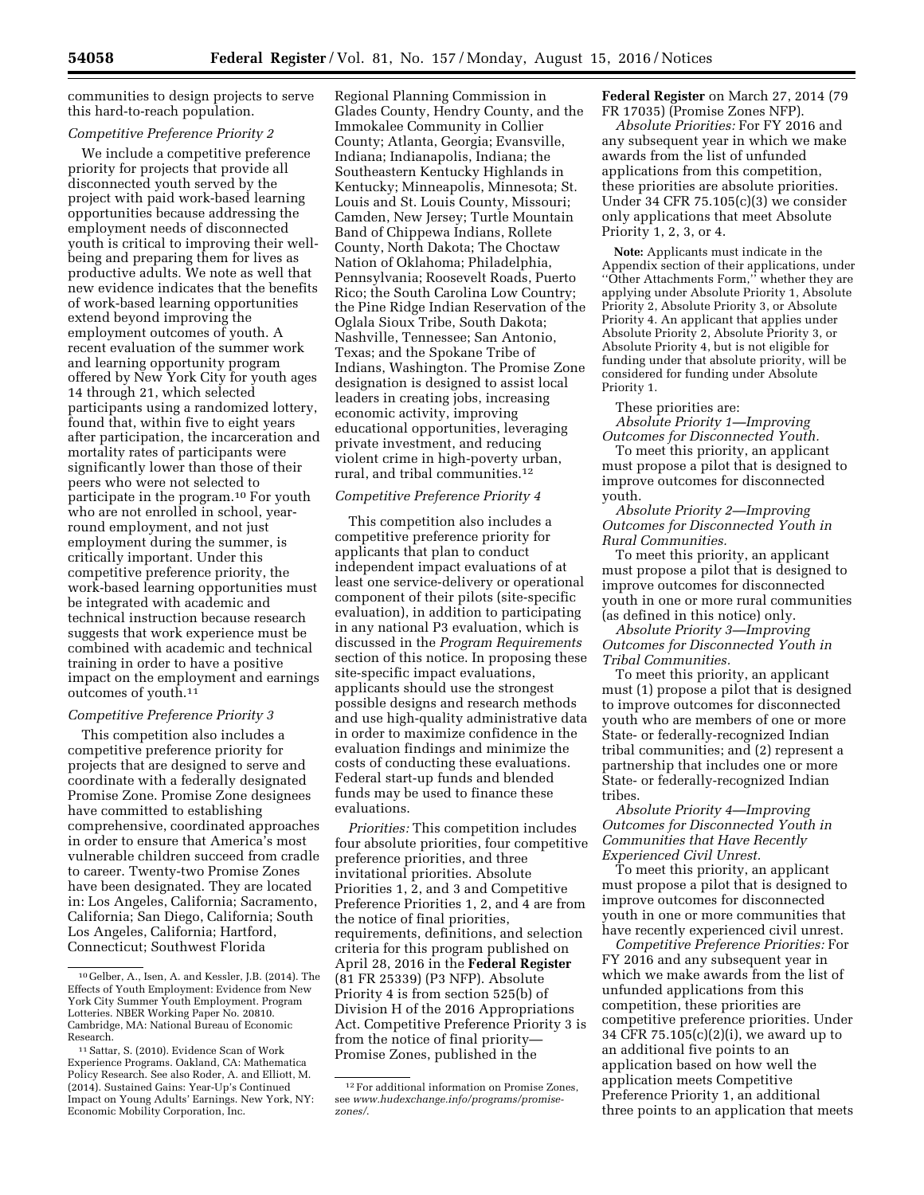communities to design projects to serve this hard-to-reach population.

*Competitive Preference Priority 2*

We include a competitive preference priority for projects that provide all disconnected youth served by the project with paid work-based learning opportunities because addressing the employment needs of disconnected youth is critical to improving their well-being and preparing them for lives as productive adults. We note as well that new evidence indicates that the benefits of work-based learning opportunities extend beyond improving the employment outcomes of youth. A recent evaluation of the summer work and learning opportunity program offered by New York City for youth ages 14 through 21, which selected participants using a randomized lottery, found that, within five to eight years after participation, the incarceration and mortality rates of participants were significantly lower than those of their peers who were not selected to participate in the program.[10] For youth who are not enrolled in school, year-round employment, and not just employment during the summer, is critically important. Under this competitive preference priority, the work-based learning opportunities must be integrated with academic and technical instruction because research suggests that work experience must be combined with academic and technical training in order to have a positive impact on the employment and earnings outcomes of youth.[11]

*Competitive Preference Priority 3*

This competition also includes a competitive preference priority for projects that are designed to serve and coordinate with a federally designated Promise Zone. Promise Zone designees have committed to establishing comprehensive, coordinated approaches in order to ensure that America's most vulnerable children succeed from cradle to career. Twenty-two Promise Zones have been designated. They are located in: Los Angeles, California; Sacramento, California; San Diego, California; South Los Angeles, California; Hartford, Connecticut; Southwest Florida Regional Planning Commission in Glades County, Hendry County, and the Immokalee Community in Collier County; Atlanta, Georgia; Evansville, Indiana; Indianapolis, Indiana; the Southeastern Kentucky Highlands in Kentucky; Minneapolis, Minnesota; St. Louis and St. Louis County, Missouri; Camden, New Jersey; Turtle Mountain Band of Chippewa Indians, Rollete County, North Dakota; The Choctaw Nation of Oklahoma; Philadelphia, Pennsylvania; Roosevelt Roads, Puerto Rico; the South Carolina Low Country; the Pine Ridge Indian Reservation of the Oglala Sioux Tribe, South Dakota; Nashville, Tennessee; San Antonio, Texas; and the Spokane Tribe of Indians, Washington. The Promise Zone designation is designed to assist local leaders in creating jobs, increasing economic activity, improving educational opportunities, leveraging private investment, and reducing violent crime in high-poverty urban, rural, and tribal communities.[12]

*Competitive Preference Priority 4*

This competition also includes a competitive preference priority for applicants that plan to conduct independent impact evaluations of at least one service-delivery or operational component of their pilots (site-specific evaluation), in addition to participating in any national P3 evaluation, which is discussed in the *Program Requirements* section of this notice. In proposing these site-specific impact evaluations, applicants should use the strongest possible designs and research methods and use high-quality administrative data in order to maximize confidence in the evaluation findings and minimize the costs of conducting these evaluations. Federal start-up funds and blended funds may be used to finance these evaluations.

*Priorities:* This competition includes four absolute priorities, four competitive preference priorities, and three invitational priorities. Absolute Priorities 1, 2, and 3 and Competitive Preference Priorities 1, 2, and 4 are from the notice of final priorities, requirements, definitions, and selection criteria for this program published on April 28, 2016 in the **Federal Register** (81 FR 25339) (P3 NFP). Absolute Priority 4 is from section 525(b) of Division H of the 2016 Appropriations Act. Competitive Preference Priority 3 is from the notice of final priority—Promise Zones, published in the **Federal Register** on March 27, 2014 (79 FR 17035) (Promise Zones NFP).

*Absolute Priorities:* For FY 2016 and any subsequent year in which we make awards from the list of unfunded applications from this competition, these priorities are absolute priorities. Under 34 CFR 75.105(c)(3) we consider only applications that meet Absolute Priority 1, 2, 3, or 4.

**Note:** Applicants must indicate in the Appendix section of their applications, under "Other Attachments Form," whether they are applying under Absolute Priority 1, Absolute Priority 2, Absolute Priority 3, or Absolute Priority 4. An applicant that applies under Absolute Priority 2, Absolute Priority 3, or Absolute Priority 4, but is not eligible for funding under that absolute priority, will be considered for funding under Absolute Priority 1.

These priorities are:

*Absolute Priority 1—Improving Outcomes for Disconnected Youth.*

To meet this priority, an applicant must propose a pilot that is designed to improve outcomes for disconnected youth.

*Absolute Priority 2—Improving Outcomes for Disconnected Youth in Rural Communities.*

To meet this priority, an applicant must propose a pilot that is designed to improve outcomes for disconnected youth in one or more rural communities (as defined in this notice) only.

*Absolute Priority 3—Improving Outcomes for Disconnected Youth in Tribal Communities.*

To meet this priority, an applicant must (1) propose a pilot that is designed to improve outcomes for disconnected youth who are members of one or more State- or federally-recognized Indian tribal communities; and (2) represent a partnership that includes one or more State- or federally-recognized Indian tribes.

*Absolute Priority 4—Improving Outcomes for Disconnected Youth in Communities that Have Recently Experienced Civil Unrest.*

To meet this priority, an applicant must propose a pilot that is designed to improve outcomes for disconnected youth in one or more communities that have recently experienced civil unrest.

*Competitive Preference Priorities:* For FY 2016 and any subsequent year in which we make awards from the list of unfunded applications from this competition, these priorities are competitive preference priorities. Under 34 CFR 75.105(c)(2)(i), we award up to an additional five points to an application based on how well the application meets Competitive Preference Priority 1, an additional three points to an application that meets

---

[10] Gelber, A., Isen, A. and Kessler, J.B. (2014). The Effects of Youth Employment: Evidence from New York City Summer Youth Employment. Program Lotteries. NBER Working Paper No. 20810. Cambridge, MA: National Bureau of Economic Research.

[11] Sattar, S. (2010). Evidence Scan of Work Experience Programs. Oakland, CA: Mathematica Policy Research. See also Roder, A. and Elliott, M. (2014). Sustained Gains: Year-Up's Continued Impact on Young Adults' Earnings. New York, NY: Economic Mobility Corporation, Inc.

[12] For additional information on Promise Zones, see *www.hudexchange.info/programs/promise-zones/.*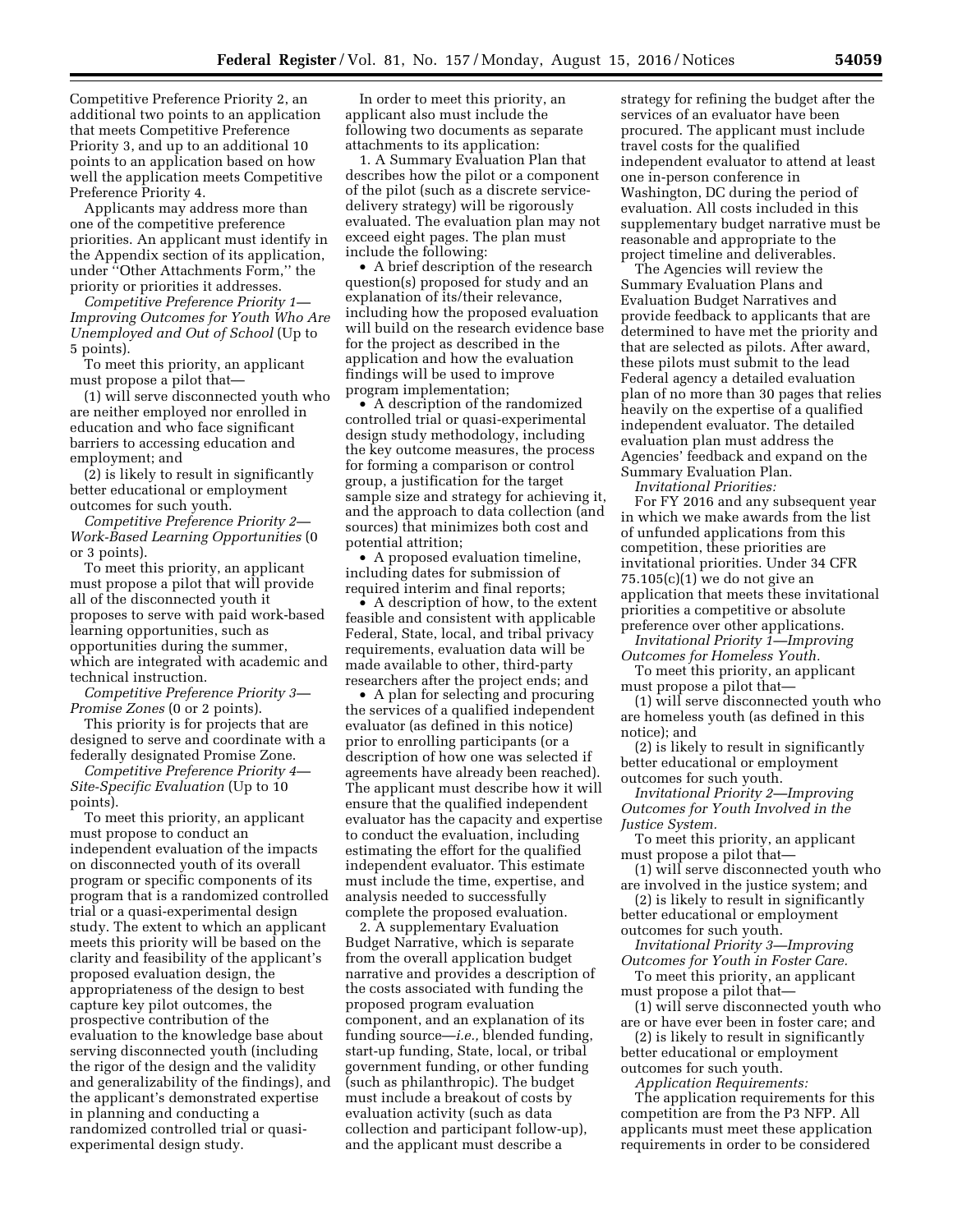Competitive Preference Priority 2, an additional two points to an application that meets Competitive Preference Priority 3, and up to an additional 10 points to an application based on how well the application meets Competitive Preference Priority 4.

Applicants may address more than one of the competitive preference priorities. An applicant must identify in the Appendix section of its application, under ''Other Attachments Form,'' the priority or priorities it addresses.

*Competitive Preference Priority 1—Improving Outcomes for Youth Who Are Unemployed and Out of School* (Up to 5 points).

To meet this priority, an applicant must propose a pilot that—

(1) will serve disconnected youth who are neither employed nor enrolled in education and who face significant barriers to accessing education and employment; and

(2) is likely to result in significantly better educational or employment outcomes for such youth.

*Competitive Preference Priority 2—Work-Based Learning Opportunities* (0 or 3 points).

To meet this priority, an applicant must propose a pilot that will provide all of the disconnected youth it proposes to serve with paid work-based learning opportunities, such as opportunities during the summer, which are integrated with academic and technical instruction.

*Competitive Preference Priority 3—Promise Zones* (0 or 2 points).

This priority is for projects that are designed to serve and coordinate with a federally designated Promise Zone.

*Competitive Preference Priority 4—Site-Specific Evaluation* (Up to 10 points).

To meet this priority, an applicant must propose to conduct an independent evaluation of the impacts on disconnected youth of its overall program or specific components of its program that is a randomized controlled trial or a quasi-experimental design study. The extent to which an applicant meets this priority will be based on the clarity and feasibility of the applicant's proposed evaluation design, the appropriateness of the design to best capture key pilot outcomes, the prospective contribution of the evaluation to the knowledge base about serving disconnected youth (including the rigor of the design and the validity and generalizability of the findings), and the applicant's demonstrated expertise in planning and conducting a randomized controlled trial or quasi-experimental design study.

In order to meet this priority, an applicant also must include the following two documents as separate attachments to its application:

1. A Summary Evaluation Plan that describes how the pilot or a component of the pilot (such as a discrete service-delivery strategy) will be rigorously evaluated. The evaluation plan may not exceed eight pages. The plan must include the following:

• A brief description of the research question(s) proposed for study and an explanation of its/their relevance, including how the proposed evaluation will build on the research evidence base for the project as described in the application and how the evaluation findings will be used to improve program implementation;

• A description of the randomized controlled trial or quasi-experimental design study methodology, including the key outcome measures, the process for forming a comparison or control group, a justification for the target sample size and strategy for achieving it, and the approach to data collection (and sources) that minimizes both cost and potential attrition;

• A proposed evaluation timeline, including dates for submission of required interim and final reports;

• A description of how, to the extent feasible and consistent with applicable Federal, State, local, and tribal privacy requirements, evaluation data will be made available to other, third-party researchers after the project ends; and

• A plan for selecting and procuring the services of a qualified independent evaluator (as defined in this notice) prior to enrolling participants (or a description of how one was selected if agreements have already been reached). The applicant must describe how it will ensure that the qualified independent evaluator has the capacity and expertise to conduct the evaluation, including estimating the effort for the qualified independent evaluator. This estimate must include the time, expertise, and analysis needed to successfully complete the proposed evaluation.

2. A supplementary Evaluation Budget Narrative, which is separate from the overall application budget narrative and provides a description of the costs associated with funding the proposed program evaluation component, and an explanation of its funding source—*i.e.,* blended funding, start-up funding, State, local, or tribal government funding, or other funding (such as philanthropic). The budget must include a breakout of costs by evaluation activity (such as data collection and participant follow-up), and the applicant must describe a strategy for refining the budget after the services of an evaluator have been procured. The applicant must include travel costs for the qualified independent evaluator to attend at least one in-person conference in Washington, DC during the period of evaluation. All costs included in this supplementary budget narrative must be reasonable and appropriate to the project timeline and deliverables.

The Agencies will review the Summary Evaluation Plans and Evaluation Budget Narratives and provide feedback to applicants that are determined to have met the priority and that are selected as pilots. After award, these pilots must submit to the lead Federal agency a detailed evaluation plan of no more than 30 pages that relies heavily on the expertise of a qualified independent evaluator. The detailed evaluation plan must address the Agencies' feedback and expand on the Summary Evaluation Plan.

*Invitational Priorities:*

For FY 2016 and any subsequent year in which we make awards from the list of unfunded applications from this competition, these priorities are invitational priorities. Under 34 CFR 75.105(c)(1) we do not give an application that meets these invitational priorities a competitive or absolute preference over other applications.

*Invitational Priority 1—Improving Outcomes for Homeless Youth.*

To meet this priority, an applicant must propose a pilot that—

(1) will serve disconnected youth who are homeless youth (as defined in this notice); and

(2) is likely to result in significantly better educational or employment outcomes for such youth.

*Invitational Priority 2—Improving Outcomes for Youth Involved in the Justice System.*

To meet this priority, an applicant must propose a pilot that—

(1) will serve disconnected youth who are involved in the justice system; and

(2) is likely to result in significantly better educational or employment outcomes for such youth.

*Invitational Priority 3—Improving Outcomes for Youth in Foster Care.*

To meet this priority, an applicant must propose a pilot that—

(1) will serve disconnected youth who are or have ever been in foster care; and

(2) is likely to result in significantly better educational or employment outcomes for such youth.

*Application Requirements:*

The application requirements for this competition are from the P3 NFP. All applicants must meet these application requirements in order to be considered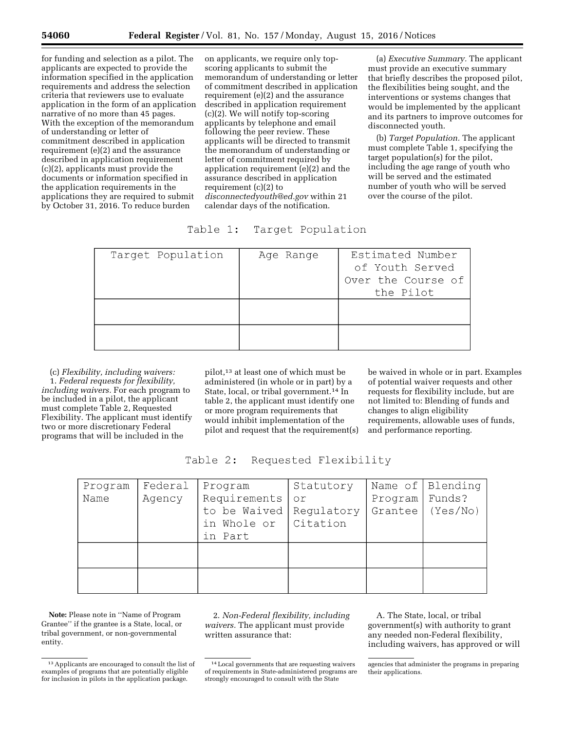for funding and selection as a pilot. The applicants are expected to provide the information specified in the application requirements and address the selection criteria that reviewers use to evaluate application in the form of an application narrative of no more than 45 pages. With the exception of the memorandum of understanding or letter of commitment described in application requirement (e)(2) and the assurance described in application requirement (c)(2), applicants must provide the documents or information specified in the application requirements in the applications they are required to submit by October 31, 2016. To reduce burden on applicants, we require only top-scoring applicants to submit the memorandum of understanding or letter of commitment described in application requirement (e)(2) and the assurance described in application requirement (c)(2). We will notify top-scoring applicants by telephone and email following the peer review. These applicants will be directed to transmit the memorandum of understanding or letter of commitment required by application requirement (e)(2) and the assurance described in application requirement (c)(2) to *disconnectedyouth@ed.gov* within 21 calendar days of the notification.

(a) *Executive Summary.* The applicant must provide an executive summary that briefly describes the proposed pilot, the flexibilities being sought, and the interventions or systems changes that would be implemented by the applicant and its partners to improve outcomes for disconnected youth.

(b) *Target Population.* The applicant must complete Table 1, specifying the target population(s) for the pilot, including the age range of youth who will be served and the estimated number of youth who will be served over the course of the pilot.

Table 1: Target Population

| Target Population | Age Range | Estimated Number of Youth Served Over the Course of the Pilot |
|---|---|---|
| | | |
| | | |

(c) *Flexibility, including waivers:*

1. *Federal requests for flexibility, including waivers.* For each program to be included in a pilot, the applicant must complete Table 2, Requested Flexibility. The applicant must identify two or more discretionary Federal programs that will be included in the pilot,[13] at least one of which must be administered (in whole or in part) by a State, local, or tribal government.[14] In table 2, the applicant must identify one or more program requirements that would inhibit implementation of the pilot and request that the requirement(s) be waived in whole or in part. Examples of potential waiver requests and other requests for flexibility include, but are not limited to: Blending of funds and changes to align eligibility requirements, allowable uses of funds, and performance reporting.

Table 2: Requested Flexibility

| Program Name | Federal Agency | Program Requirements to be Waived in Whole or in Part | Statutory or Regulatory Citation | Name of Program Grantee | Blending Funds? (Yes/No) |
|---|---|---|---|---|---|
| | | | | | |
| | | | | | |

**Note:** Please note in "Name of Program Grantee" if the grantee is a State, local, or tribal government, or non-governmental entity.

2. *Non-Federal flexibility, including waivers.* The applicant must provide written assurance that:

A. The State, local, or tribal government(s) with authority to grant any needed non-Federal flexibility, including waivers, has approved or will

---

[13] Applicants are encouraged to consult the list of examples of programs that are potentially eligible for inclusion in pilots in the application package.

[14] Local governments that are requesting waivers of requirements in State-administered programs are strongly encouraged to consult with the State agencies that administer the programs in preparing their applications.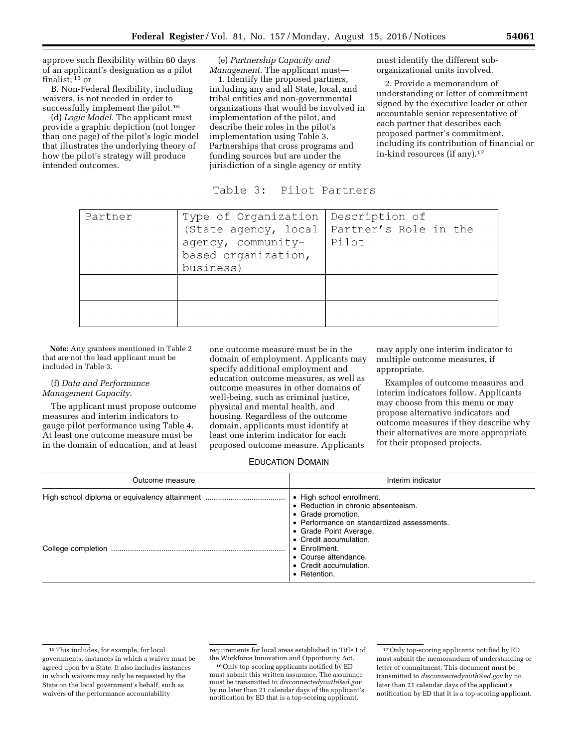approve such flexibility within 60 days of an applicant's designation as a pilot finalist; [15] or

B. Non-Federal flexibility, including waivers, is not needed in order to successfully implement the pilot.[16]

(d) *Logic Model.* The applicant must provide a graphic depiction (not longer than one page) of the pilot's logic model that illustrates the underlying theory of how the pilot's strategy will produce intended outcomes.

(e) *Partnership Capacity and Management.* The applicant must—

1. Identify the proposed partners, including any and all State, local, and tribal entities and non-governmental organizations that would be involved in implementation of the pilot, and describe their roles in the pilot's implementation using Table 3. Partnerships that cross programs and funding sources but are under the jurisdiction of a single agency or entity must identify the different sub-organizational units involved.

2. Provide a memorandum of understanding or letter of commitment signed by the executive leader or other accountable senior representative of each partner that describes each proposed partner's commitment, including its contribution of financial or in-kind resources (if any).[17]

Table 3: Pilot Partners

| Partner | Type of Organization (State agency, local agency, community-based organization, business) | Description of Partner's Role in the Pilot |
|---|---|---|
| | | |
| | | |

**Note:** Any grantees mentioned in Table 2 that are not the lead applicant must be included in Table 3.

(f) *Data and Performance Management Capacity.*

The applicant must propose outcome measures and interim indicators to gauge pilot performance using Table 4. At least one outcome measure must be in the domain of education, and at least one outcome measure must be in the domain of employment. Applicants may specify additional employment and education outcome measures, as well as outcome measures in other domains of well-being, such as criminal justice, physical and mental health, and housing. Regardless of the outcome domain, applicants must identify at least one interim indicator for each proposed outcome measure. Applicants may apply one interim indicator to multiple outcome measures, if appropriate.

Examples of outcome measures and interim indicators follow. Applicants may choose from this menu or may propose alternative indicators and outcome measures if they describe why their alternatives are more appropriate for their proposed projects.

EDUCATION DOMAIN

| Outcome measure | Interim indicator |
|---|---|
| High school diploma or equivalency attainment | • High school enrollment.<br>• Reduction in chronic absenteeism.<br>• Grade promotion.<br>• Performance on standardized assessments.<br>• Grade Point Average.<br>• Credit accumulation. |
| College completion | • Enrollment.<br>• Course attendance.<br>• Credit accumulation.<br>• Retention. |

---

[15] This includes, for example, for local governments, instances in which a waiver must be agreed upon by a State. It also includes instances in which waivers may only be requested by the State on the local government's behalf, such as waivers of the performance accountability requirements for local areas established in Title I of the Workforce Innovation and Opportunity Act.

[16] Only top-scoring applicants notified by ED must submit this written assurance. The assurance must be transmitted to *disconnectedyouth@ed.gov* by no later than 21 calendar days of the applicant's notification by ED that is a top-scoring applicant.

[17] Only top-scoring applicants notified by ED must submit the memorandum of understanding or letter of commitment. This document must be transmitted to *disconnectedyouth@ed.gov* by no later than 21 calendar days of the applicant's notification by ED that it is a top-scoring applicant.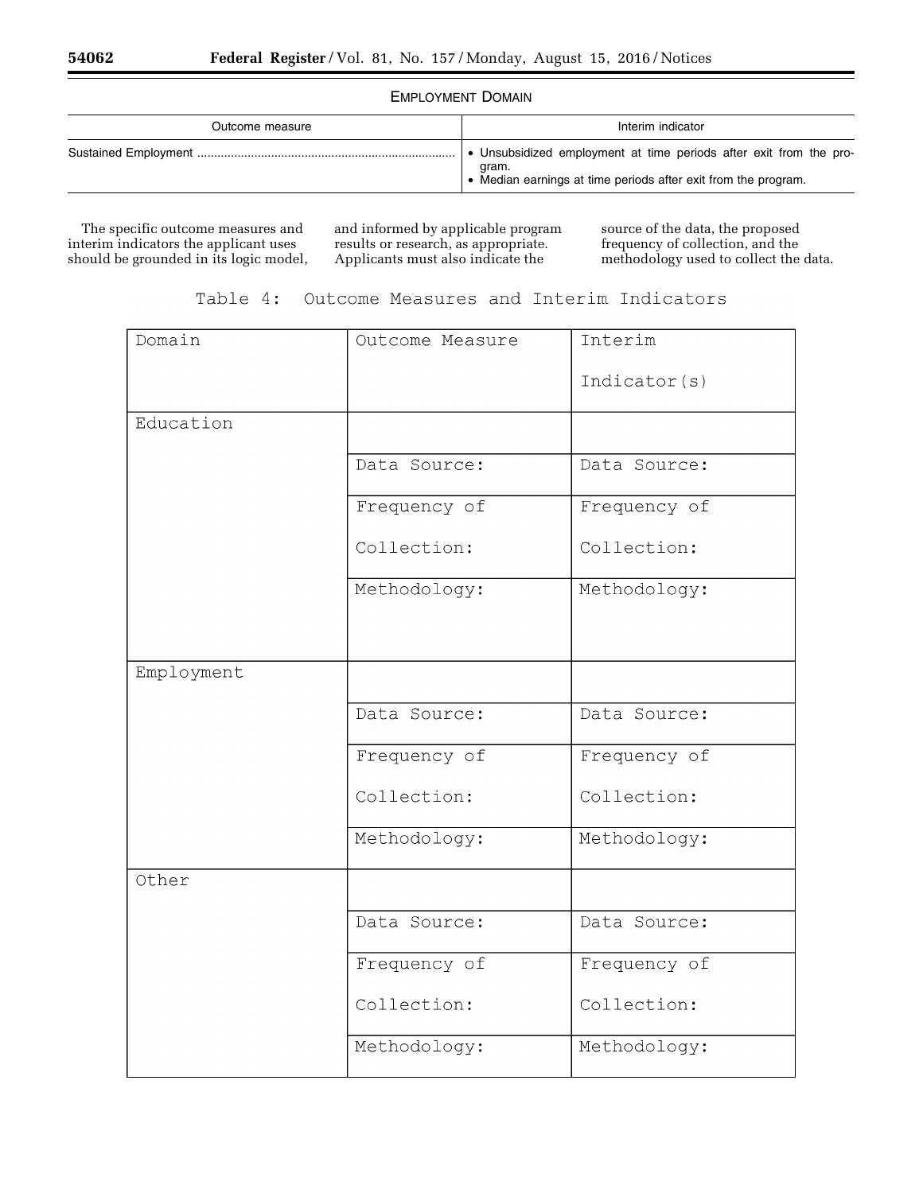EMPLOYMENT DOMAIN

| Outcome measure | Interim indicator |
|---|---|
| Sustained Employment | • Unsubsidized employment at time periods after exit from the program.<br>• Median earnings at time periods after exit from the program. |

The specific outcome measures and interim indicators the applicant uses should be grounded in its logic model, and informed by applicable program results or research, as appropriate. Applicants must also indicate the source of the data, the proposed frequency of collection, and the methodology used to collect the data.

Table 4: Outcome Measures and Interim Indicators

| Domain | Outcome Measure | Interim Indicator(s) |
|---|---|---|
| Education | | |
| | Data Source: | Data Source: |
| | Frequency of Collection: | Frequency of Collection: |
| | Methodology: | Methodology: |
| Employment | | |
| | Data Source: | Data Source: |
| | Frequency of Collection: | Frequency of Collection: |
| | Methodology: | Methodology: |
| Other | | |
| | Data Source: | Data Source: |
| | Frequency of Collection: | Frequency of Collection: |
| | Methodology: | Methodology: |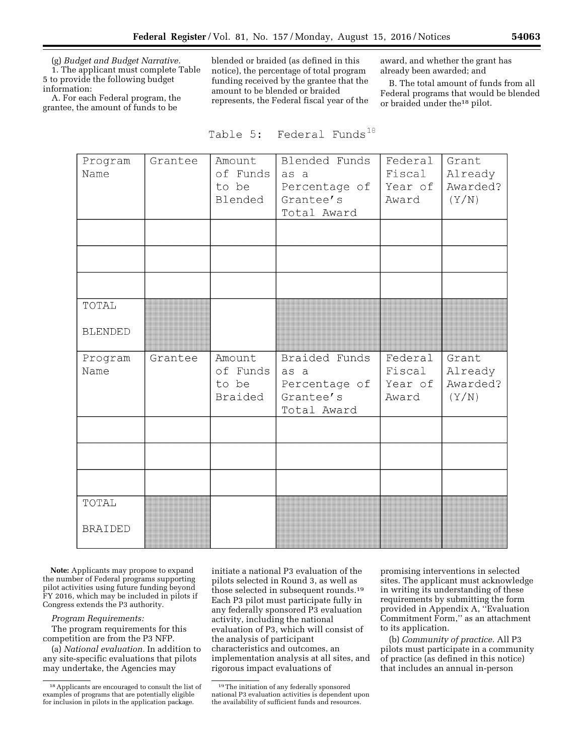(g) *Budget and Budget Narrative.*

1. The applicant must complete Table 5 to provide the following budget information:

A. For each Federal program, the grantee, the amount of funds to be blended or braided (as defined in this notice), the percentage of total program funding received by the grantee that the amount to be blended or braided represents, the Federal fiscal year of the award, and whether the grant has already been awarded; and

B. The total amount of funds from all Federal programs that would be blended or braided under the[18] pilot.

Table 5: Federal Funds[18]

| Program Name | Grantee | Amount of Funds to be Blended | Blended Funds as a Percentage of Grantee's Total Award | Federal Fiscal Year of Award | Grant Already Awarded? (Y/N) |
|---|---|---|---|---|---|
| | | | | | |
| | | | | | |
| | | | | | |
| TOTAL BLENDED | | | | | |
| Program Name | Grantee | Amount of Funds to be Braided | Braided Funds as a Percentage of Grantee's Total Award | Federal Fiscal Year of Award | Grant Already Awarded? (Y/N) |
| | | | | | |
| | | | | | |
| | | | | | |
| TOTAL BRAIDED | | | | | |

**Note:** Applicants may propose to expand the number of Federal programs supporting pilot activities using future funding beyond FY 2016, which may be included in pilots if Congress extends the P3 authority.

*Program Requirements:*

The program requirements for this competition are from the P3 NFP.

(a) *National evaluation.* In addition to any site-specific evaluations that pilots may undertake, the Agencies may initiate a national P3 evaluation of the pilots selected in Round 3, as well as those selected in subsequent rounds.[19] Each P3 pilot must participate fully in any federally sponsored P3 evaluation activity, including the national evaluation of P3, which will consist of the analysis of participant characteristics and outcomes, an implementation analysis at all sites, and rigorous impact evaluations of promising interventions in selected sites. The applicant must acknowledge in writing its understanding of these requirements by submitting the form provided in Appendix A, "Evaluation Commitment Form," as an attachment to its application.

(b) *Community of practice.* All P3 pilots must participate in a community of practice (as defined in this notice) that includes an annual in-person

[18] Applicants are encouraged to consult the list of examples of programs that are potentially eligible for inclusion in pilots in the application package.

[19] The initiation of any federally sponsored national P3 evaluation activities is dependent upon the availability of sufficient funds and resources.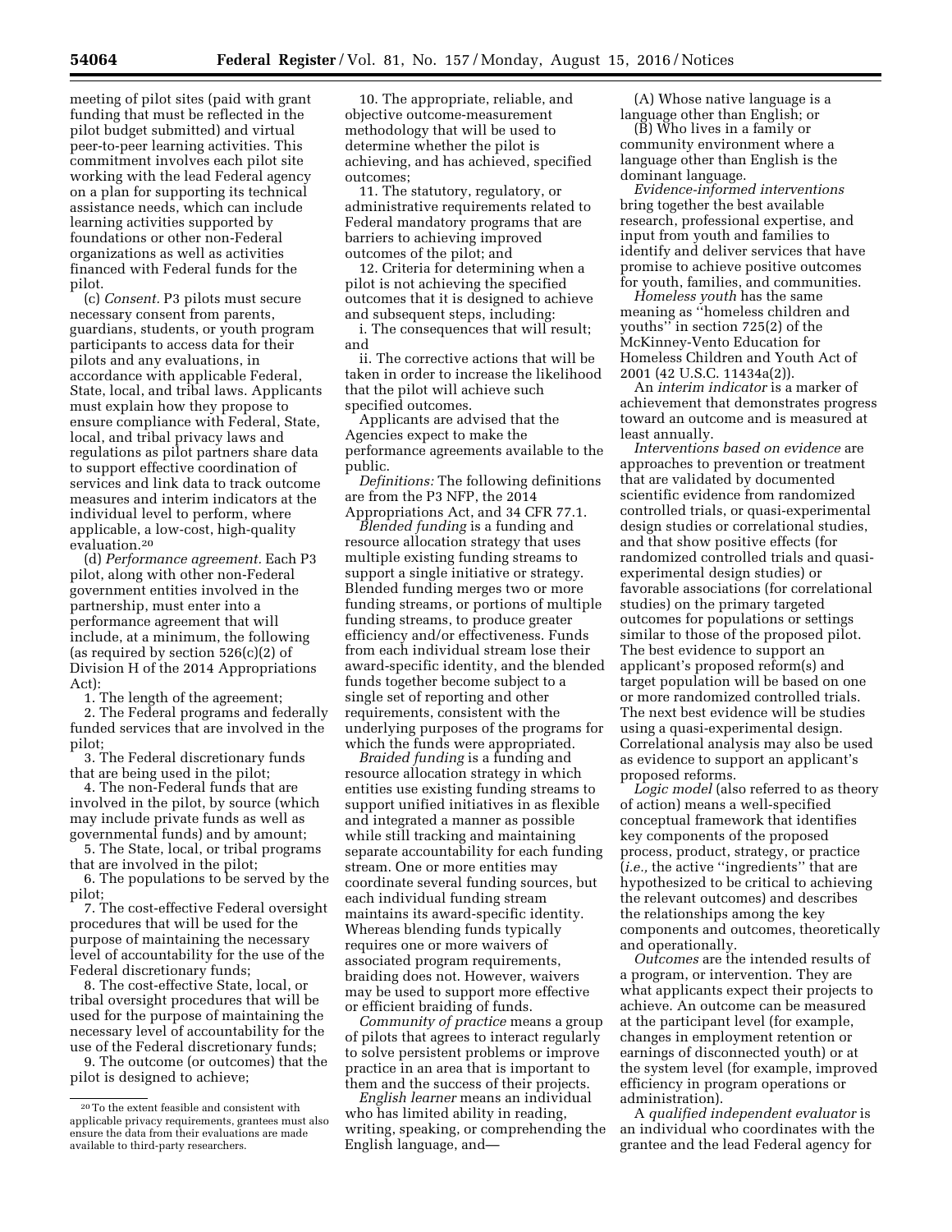meeting of pilot sites (paid with grant funding that must be reflected in the pilot budget submitted) and virtual peer-to-peer learning activities. This commitment involves each pilot site working with the lead Federal agency on a plan for supporting its technical assistance needs, which can include learning activities supported by foundations or other non-Federal organizations as well as activities financed with Federal funds for the pilot.

(c) *Consent.* P3 pilots must secure necessary consent from parents, guardians, students, or youth program participants to access data for their pilots and any evaluations, in accordance with applicable Federal, State, local, and tribal laws. Applicants must explain how they propose to ensure compliance with Federal, State, local, and tribal privacy laws and regulations as pilot partners share data to support effective coordination of services and link data to track outcome measures and interim indicators at the individual level to perform, where applicable, a low-cost, high-quality evaluation.[20]

(d) *Performance agreement.* Each P3 pilot, along with other non-Federal government entities involved in the partnership, must enter into a performance agreement that will include, at a minimum, the following (as required by section 526(c)(2) of Division H of the 2014 Appropriations Act):

1. The length of the agreement;
2. The Federal programs and federally funded services that are involved in the pilot;
3. The Federal discretionary funds that are being used in the pilot;
4. The non-Federal funds that are involved in the pilot, by source (which may include private funds as well as governmental funds) and by amount;
5. The State, local, or tribal programs that are involved in the pilot;
6. The populations to be served by the pilot;
7. The cost-effective Federal oversight procedures that will be used for the purpose of maintaining the necessary level of accountability for the use of the Federal discretionary funds;
8. The cost-effective State, local, or tribal oversight procedures that will be used for the purpose of maintaining the necessary level of accountability for the use of the Federal discretionary funds;
9. The outcome (or outcomes) that the pilot is designed to achieve;
10. The appropriate, reliable, and objective outcome-measurement methodology that will be used to determine whether the pilot is achieving, and has achieved, specified outcomes;
11. The statutory, regulatory, or administrative requirements related to Federal mandatory programs that are barriers to achieving improved outcomes of the pilot; and
12. Criteria for determining when a pilot is not achieving the specified outcomes that it is designed to achieve and subsequent steps, including:

i. The consequences that will result; and

ii. The corrective actions that will be taken in order to increase the likelihood that the pilot will achieve such specified outcomes.

Applicants are advised that the Agencies expect to make the performance agreements available to the public.

*Definitions:* The following definitions are from the P3 NFP, the 2014 Appropriations Act, and 34 CFR 77.1.

*Blended funding* is a funding and resource allocation strategy that uses multiple existing funding streams to support a single initiative or strategy. Blended funding merges two or more funding streams, or portions of multiple funding streams, to produce greater efficiency and/or effectiveness. Funds from each individual stream lose their award-specific identity, and the blended funds together become subject to a single set of reporting and other requirements, consistent with the underlying purposes of the programs for which the funds were appropriated.

*Braided funding* is a funding and resource allocation strategy in which entities use existing funding streams to support unified initiatives in as flexible and integrated a manner as possible while still tracking and maintaining separate accountability for each funding stream. One or more entities may coordinate several funding sources, but each individual funding stream maintains its award-specific identity. Whereas blending funds typically requires one or more waivers of associated program requirements, braiding does not. However, waivers may be used to support more effective or efficient braiding of funds.

*Community of practice* means a group of pilots that agrees to interact regularly to solve persistent problems or improve practice in an area that is important to them and the success of their projects.

*English learner* means an individual who has limited ability in reading, writing, speaking, or comprehending the English language, and—

(A) Whose native language is a language other than English; or

(B) Who lives in a family or community environment where a language other than English is the dominant language.

*Evidence-informed interventions* bring together the best available research, professional expertise, and input from youth and families to identify and deliver services that have promise to achieve positive outcomes for youth, families, and communities.

*Homeless youth* has the same meaning as "homeless children and youths" in section 725(2) of the McKinney-Vento Education for Homeless Children and Youth Act of 2001 (42 U.S.C. 11434a(2)).

An *interim indicator* is a marker of achievement that demonstrates progress toward an outcome and is measured at least annually.

*Interventions based on evidence* are approaches to prevention or treatment that are validated by documented scientific evidence from randomized controlled trials, or quasi-experimental design studies or correlational studies, and that show positive effects (for randomized controlled trials and quasi-experimental design studies) or favorable associations (for correlational studies) on the primary targeted outcomes for populations or settings similar to those of the proposed pilot. The best evidence to support an applicant's proposed reform(s) and target population will be based on one or more randomized controlled trials. The next best evidence will be studies using a quasi-experimental design. Correlational analysis may also be used as evidence to support an applicant's proposed reforms.

*Logic model* (also referred to as theory of action) means a well-specified conceptual framework that identifies key components of the proposed process, product, strategy, or practice (*i.e.,* the active "ingredients" that are hypothesized to be critical to achieving the relevant outcomes) and describes the relationships among the key components and outcomes, theoretically and operationally.

*Outcomes* are the intended results of a program, or intervention. They are what applicants expect their projects to achieve. An outcome can be measured at the participant level (for example, changes in employment retention or earnings of disconnected youth) or at the system level (for example, improved efficiency in program operations or administration).

A *qualified independent evaluator* is an individual who coordinates with the grantee and the lead Federal agency for

[20] To the extent feasible and consistent with applicable privacy requirements, grantees must also ensure the data from their evaluations are made available to third-party researchers.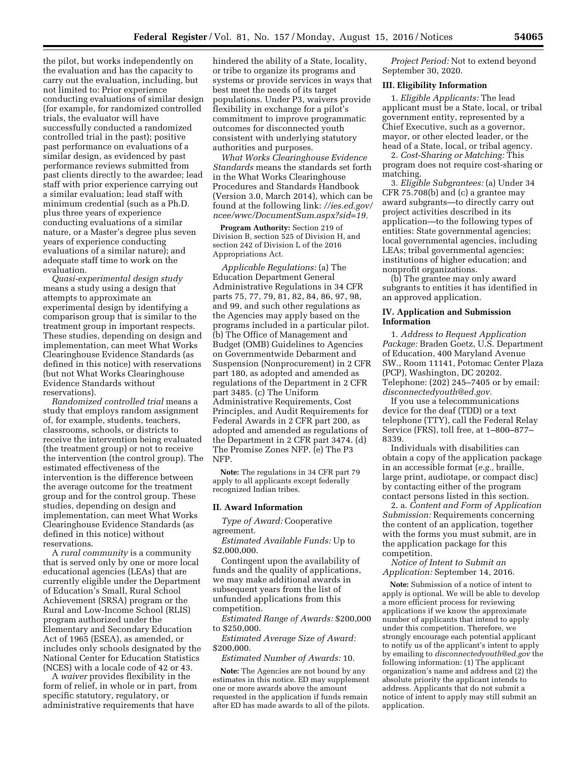the pilot, but works independently on the evaluation and has the capacity to carry out the evaluation, including, but not limited to: Prior experience conducting evaluations of similar design (for example, for randomized controlled trials, the evaluator will have successfully conducted a randomized controlled trial in the past); positive past performance on evaluations of a similar design, as evidenced by past performance reviews submitted from past clients directly to the awardee; lead staff with prior experience carrying out a similar evaluation; lead staff with minimum credential (such as a Ph.D. plus three years of experience conducting evaluations of a similar nature, or a Master's degree plus seven years of experience conducting evaluations of a similar nature); and adequate staff time to work on the evaluation.

*Quasi-experimental design study* means a study using a design that attempts to approximate an experimental design by identifying a comparison group that is similar to the treatment group in important respects. These studies, depending on design and implementation, can meet What Works Clearinghouse Evidence Standards (as defined in this notice) with reservations (but not What Works Clearinghouse Evidence Standards without reservations).

*Randomized controlled trial* means a study that employs random assignment of, for example, students, teachers, classrooms, schools, or districts to receive the intervention being evaluated (the treatment group) or not to receive the intervention (the control group). The estimated effectiveness of the intervention is the difference between the average outcome for the treatment group and for the control group. These studies, depending on design and implementation, can meet What Works Clearinghouse Evidence Standards (as defined in this notice) without reservations.

A *rural community* is a community that is served only by one or more local educational agencies (LEAs) that are currently eligible under the Department of Education's Small, Rural School Achievement (SRSA) program or the Rural and Low-Income School (RLIS) program authorized under the Elementary and Secondary Education Act of 1965 (ESEA), as amended, or includes only schools designated by the National Center for Education Statistics (NCES) with a locale code of 42 or 43.

A *waiver* provides flexibility in the form of relief, in whole or in part, from specific statutory, regulatory, or administrative requirements that have hindered the ability of a State, locality, or tribe to organize its programs and systems or provide services in ways that best meet the needs of its target populations. Under P3, waivers provide flexibility in exchange for a pilot's commitment to improve programmatic outcomes for disconnected youth consistent with underlying statutory authorities and purposes.

*What Works Clearinghouse Evidence Standards* means the standards set forth in the What Works Clearinghouse Procedures and Standards Handbook (Version 3.0, March 2014), which can be found at the following link: *//ies.ed.gov/ncee/wwc/DocumentSum.aspx?sid=19.*

**Program Authority:** Section 219 of Division B, section 525 of Division H, and section 242 of Division L of the 2016 Appropriations Act.

*Applicable Regulations:* (a) The Education Department General Administrative Regulations in 34 CFR parts 75, 77, 79, 81, 82, 84, 86, 97, 98, and 99, and such other regulations as the Agencies may apply based on the programs included in a particular pilot. (b) The Office of Management and Budget (OMB) Guidelines to Agencies on Governmentwide Debarment and Suspension (Nonprocurement) in 2 CFR part 180, as adopted and amended as regulations of the Department in 2 CFR part 3485. (c) The Uniform Administrative Requirements, Cost Principles, and Audit Requirements for Federal Awards in 2 CFR part 200, as adopted and amended as regulations of the Department in 2 CFR part 3474. (d) The Promise Zones NFP. (e) The P3 NFP.

**Note:** The regulations in 34 CFR part 79 apply to all applicants except federally recognized Indian tribes.

## II. Award Information

*Type of Award:* Cooperative agreement.

*Estimated Available Funds:* Up to $2,000,000.

Contingent upon the availability of funds and the quality of applications, we may make additional awards in subsequent years from the list of unfunded applications from this competition.

*Estimated Range of Awards:* $200,000 to $250,000.

*Estimated Average Size of Award:* $200,000.

*Estimated Number of Awards:* 10.

**Note:** The Agencies are not bound by any estimates in this notice. ED may supplement one or more awards above the amount requested in the application if funds remain after ED has made awards to all of the pilots.

*Project Period:* Not to extend beyond September 30, 2020.

## III. Eligibility Information

1. *Eligible Applicants:* The lead applicant must be a State, local, or tribal government entity, represented by a Chief Executive, such as a governor, mayor, or other elected leader, or the head of a State, local, or tribal agency.

2. *Cost-Sharing or Matching:* This program does not require cost-sharing or matching.

3. *Eligible Subgrantees:* (a) Under 34 CFR 75.708(b) and (c) a grantee may award subgrants—to directly carry out project activities described in its application—to the following types of entities: State governmental agencies; local governmental agencies, including LEAs; tribal governmental agencies; institutions of higher education; and nonprofit organizations.

(b) The grantee may only award subgrants to entities it has identified in an approved application.

## IV. Application and Submission Information

1. *Address to Request Application Package:* Braden Goetz, U.S. Department of Education, 400 Maryland Avenue SW., Room 11141, Potomac Center Plaza (PCP), Washington, DC 20202. Telephone: (202) 245–7405 or by email: *disconnectedyouth@ed.gov.*

If you use a telecommunications device for the deaf (TDD) or a text telephone (TTY), call the Federal Relay Service (FRS), toll free, at 1–800–877–8339.

Individuals with disabilities can obtain a copy of the application package in an accessible format (*e.g.,* braille, large print, audiotape, or compact disc) by contacting either of the program contact persons listed in this section.

2. a. *Content and Form of Application Submission:* Requirements concerning the content of an application, together with the forms you must submit, are in the application package for this competition.

*Notice of Intent to Submit an Application:* September 14, 2016.

**Note:** Submission of a notice of intent to apply is optional. We will be able to develop a more efficient process for reviewing applications if we know the approximate number of applicants that intend to apply under this competition. Therefore, we strongly encourage each potential applicant to notify us of the applicant's intent to apply by emailing to *disconnectedyouth@ed.gov* the following information: (1) The applicant organization's name and address and (2) the absolute priority the applicant intends to address. Applicants that do not submit a notice of intent to apply may still submit an application.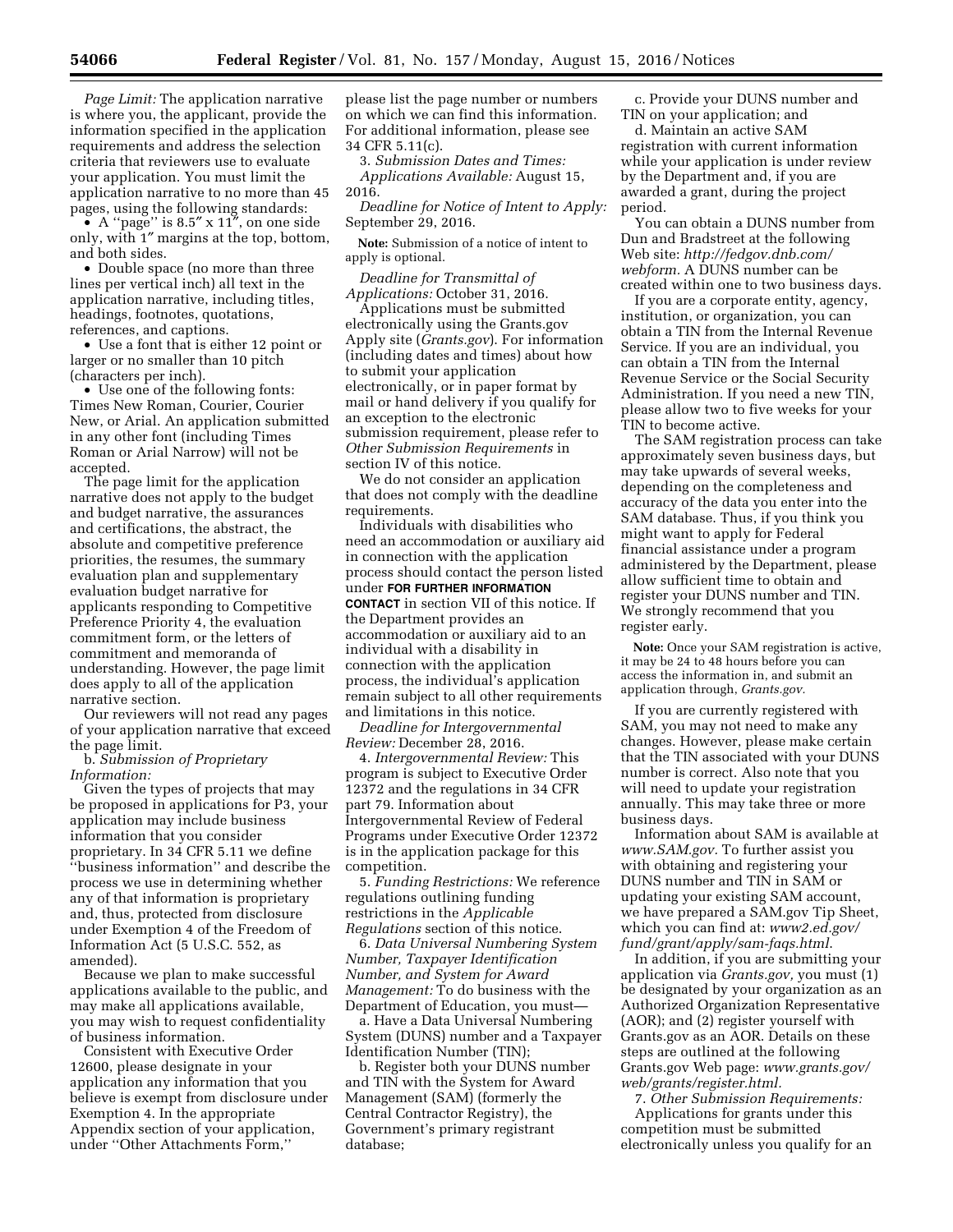*Page Limit:* The application narrative is where you, the applicant, provide the information specified in the application requirements and address the selection criteria that reviewers use to evaluate your application. You must limit the application narrative to no more than 45 pages, using the following standards:

- A ''page'' is 8.5″ x 11″, on one side only, with 1″ margins at the top, bottom, and both sides.
- Double space (no more than three lines per vertical inch) all text in the application narrative, including titles, headings, footnotes, quotations, references, and captions.
- Use a font that is either 12 point or larger or no smaller than 10 pitch (characters per inch).
- Use one of the following fonts: Times New Roman, Courier, Courier New, or Arial. An application submitted in any other font (including Times Roman or Arial Narrow) will not be accepted.

The page limit for the application narrative does not apply to the budget and budget narrative, the assurances and certifications, the abstract, the absolute and competitive preference priorities, the resumes, the summary evaluation plan and supplementary evaluation budget narrative for applicants responding to Competitive Preference Priority 4, the evaluation commitment form, or the letters of commitment and memoranda of understanding. However, the page limit does apply to all of the application narrative section.

Our reviewers will not read any pages of your application narrative that exceed the page limit.

b. *Submission of Proprietary Information:*

Given the types of projects that may be proposed in applications for P3, your application may include business information that you consider proprietary. In 34 CFR 5.11 we define ''business information'' and describe the process we use in determining whether any of that information is proprietary and, thus, protected from disclosure under Exemption 4 of the Freedom of Information Act (5 U.S.C. 552, as amended).

Because we plan to make successful applications available to the public, and may make all applications available, you may wish to request confidentiality of business information.

Consistent with Executive Order 12600, please designate in your application any information that you believe is exempt from disclosure under Exemption 4. In the appropriate Appendix section of your application, under ''Other Attachments Form,'' please list the page number or numbers on which we can find this information. For additional information, please see 34 CFR 5.11(c).

3. *Submission Dates and Times:*

*Applications Available:* August 15, 2016.

*Deadline for Notice of Intent to Apply:* September 29, 2016.

**Note:** Submission of a notice of intent to apply is optional.

*Deadline for Transmittal of Applications:* October 31, 2016.

Applications must be submitted electronically using the Grants.gov Apply site (*Grants.gov*). For information (including dates and times) about how to submit your application electronically, or in paper format by mail or hand delivery if you qualify for an exception to the electronic submission requirement, please refer to *Other Submission Requirements* in section IV of this notice.

We do not consider an application that does not comply with the deadline requirements.

Individuals with disabilities who need an accommodation or auxiliary aid in connection with the application process should contact the person listed under **FOR FURTHER INFORMATION CONTACT** in section VII of this notice. If the Department provides an accommodation or auxiliary aid to an individual with a disability in connection with the application process, the individual's application remain subject to all other requirements and limitations in this notice.

*Deadline for Intergovernmental Review:* December 28, 2016.

4. *Intergovernmental Review:* This program is subject to Executive Order 12372 and the regulations in 34 CFR part 79. Information about Intergovernmental Review of Federal Programs under Executive Order 12372 is in the application package for this competition.

5. *Funding Restrictions:* We reference regulations outlining funding restrictions in the *Applicable Regulations* section of this notice.

6. *Data Universal Numbering System Number, Taxpayer Identification Number, and System for Award Management:* To do business with the Department of Education, you must—

a. Have a Data Universal Numbering System (DUNS) number and a Taxpayer Identification Number (TIN);

b. Register both your DUNS number and TIN with the System for Award Management (SAM) (formerly the Central Contractor Registry), the Government's primary registrant database;

c. Provide your DUNS number and TIN on your application; and

d. Maintain an active SAM registration with current information while your application is under review by the Department and, if you are awarded a grant, during the project period.

You can obtain a DUNS number from Dun and Bradstreet at the following Web site: *http://fedgov.dnb.com/webform.* A DUNS number can be created within one to two business days.

If you are a corporate entity, agency, institution, or organization, you can obtain a TIN from the Internal Revenue Service. If you are an individual, you can obtain a TIN from the Internal Revenue Service or the Social Security Administration. If you need a new TIN, please allow two to five weeks for your TIN to become active.

The SAM registration process can take approximately seven business days, but may take upwards of several weeks, depending on the completeness and accuracy of the data you enter into the SAM database. Thus, if you think you might want to apply for Federal financial assistance under a program administered by the Department, please allow sufficient time to obtain and register your DUNS number and TIN. We strongly recommend that you register early.

**Note:** Once your SAM registration is active, it may be 24 to 48 hours before you can access the information in, and submit an application through, *Grants.gov.*

If you are currently registered with SAM, you may not need to make any changes. However, please make certain that the TIN associated with your DUNS number is correct. Also note that you will need to update your registration annually. This may take three or more business days.

Information about SAM is available at *www.SAM.gov.* To further assist you with obtaining and registering your DUNS number and TIN in SAM or updating your existing SAM account, we have prepared a SAM.gov Tip Sheet, which you can find at: *www2.ed.gov/fund/grant/apply/sam-faqs.html.*

In addition, if you are submitting your application via *Grants.gov,* you must (1) be designated by your organization as an Authorized Organization Representative (AOR); and (2) register yourself with Grants.gov as an AOR. Details on these steps are outlined at the following Grants.gov Web page: *www.grants.gov/web/grants/register.html.*

7. *Other Submission Requirements:*

Applications for grants under this competition must be submitted electronically unless you qualify for an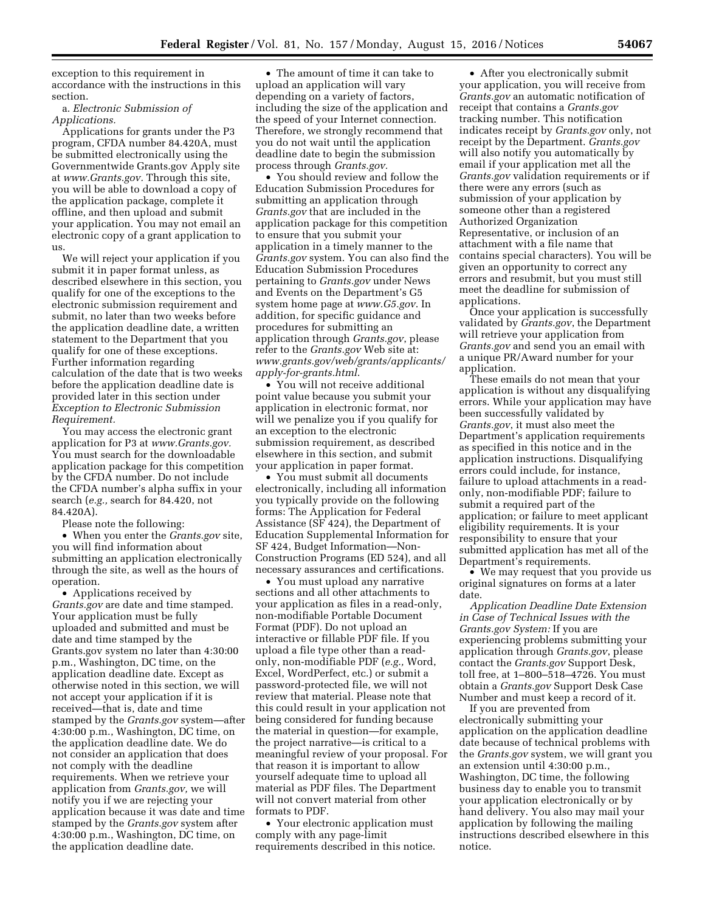exception to this requirement in accordance with the instructions in this section.

a. *Electronic Submission of Applications.*

Applications for grants under the P3 program, CFDA number 84.420A, must be submitted electronically using the Governmentwide Grants.gov Apply site at *www.Grants.gov.* Through this site, you will be able to download a copy of the application package, complete it offline, and then upload and submit your application. You may not email an electronic copy of a grant application to us.

We will reject your application if you submit it in paper format unless, as described elsewhere in this section, you qualify for one of the exceptions to the electronic submission requirement and submit, no later than two weeks before the application deadline date, a written statement to the Department that you qualify for one of these exceptions. Further information regarding calculation of the date that is two weeks before the application deadline date is provided later in this section under *Exception to Electronic Submission Requirement.*

You may access the electronic grant application for P3 at *www.Grants.gov.* You must search for the downloadable application package for this competition by the CFDA number. Do not include the CFDA number's alpha suffix in your search (*e.g.,* search for 84.420, not 84.420A).

Please note the following:

- When you enter the *Grants.gov* site, you will find information about submitting an application electronically through the site, as well as the hours of operation.
- Applications received by *Grants.gov* are date and time stamped. Your application must be fully uploaded and submitted and must be date and time stamped by the Grants.gov system no later than 4:30:00 p.m., Washington, DC time, on the application deadline date. Except as otherwise noted in this section, we will not accept your application if it is received—that is, date and time stamped by the *Grants.gov* system—after 4:30:00 p.m., Washington, DC time, on the application deadline date. We do not consider an application that does not comply with the deadline requirements. When we retrieve your application from *Grants.gov,* we will notify you if we are rejecting your application because it was date and time stamped by the *Grants.gov* system after 4:30:00 p.m., Washington, DC time, on the application deadline date.
- The amount of time it can take to upload an application will vary depending on a variety of factors, including the size of the application and the speed of your Internet connection. Therefore, we strongly recommend that you do not wait until the application deadline date to begin the submission process through *Grants.gov.*
- You should review and follow the Education Submission Procedures for submitting an application through *Grants.gov* that are included in the application package for this competition to ensure that you submit your application in a timely manner to the *Grants.gov* system. You can also find the Education Submission Procedures pertaining to *Grants.gov* under News and Events on the Department's G5 system home page at *www.G5.gov.* In addition, for specific guidance and procedures for submitting an application through *Grants.gov*, please refer to the *Grants.gov* Web site at: *www.grants.gov/web/grants/applicants/apply-for-grants.html.*
- You will not receive additional point value because you submit your application in electronic format, nor will we penalize you if you qualify for an exception to the electronic submission requirement, as described elsewhere in this section, and submit your application in paper format.
- You must submit all documents electronically, including all information you typically provide on the following forms: The Application for Federal Assistance (SF 424), the Department of Education Supplemental Information for SF 424, Budget Information—Non-Construction Programs (ED 524), and all necessary assurances and certifications.
- You must upload any narrative sections and all other attachments to your application as files in a read-only, non-modifiable Portable Document Format (PDF). Do not upload an interactive or fillable PDF file. If you upload a file type other than a read-only, non-modifiable PDF (*e.g.,* Word, Excel, WordPerfect, etc.) or submit a password-protected file, we will not review that material. Please note that this could result in your application not being considered for funding because the material in question—for example, the project narrative—is critical to a meaningful review of your proposal. For that reason it is important to allow yourself adequate time to upload all material as PDF files. The Department will not convert material from other formats to PDF.
- Your electronic application must comply with any page-limit requirements described in this notice.
- After you electronically submit your application, you will receive from *Grants.gov* an automatic notification of receipt that contains a *Grants.gov* tracking number. This notification indicates receipt by *Grants.gov* only, not receipt by the Department. *Grants.gov* will also notify you automatically by email if your application met all the *Grants.gov* validation requirements or if there were any errors (such as submission of your application by someone other than a registered Authorized Organization Representative, or inclusion of an attachment with a file name that contains special characters). You will be given an opportunity to correct any errors and resubmit, but you must still meet the deadline for submission of applications.

Once your application is successfully validated by *Grants.gov*, the Department will retrieve your application from *Grants.gov* and send you an email with a unique PR/Award number for your application.

These emails do not mean that your application is without any disqualifying errors. While your application may have been successfully validated by *Grants.gov*, it must also meet the Department's application requirements as specified in this notice and in the application instructions. Disqualifying errors could include, for instance, failure to upload attachments in a read-only, non-modifiable PDF; failure to submit a required part of the application; or failure to meet applicant eligibility requirements. It is your responsibility to ensure that your submitted application has met all of the Department's requirements.

- We may request that you provide us original signatures on forms at a later date.

*Application Deadline Date Extension in Case of Technical Issues with the Grants.gov System:* If you are experiencing problems submitting your application through *Grants.gov*, please contact the *Grants.gov* Support Desk, toll free, at 1–800–518–4726. You must obtain a *Grants.gov* Support Desk Case Number and must keep a record of it.

If you are prevented from electronically submitting your application on the application deadline date because of technical problems with the *Grants.gov* system, we will grant you an extension until 4:30:00 p.m., Washington, DC time, the following business day to enable you to transmit your application electronically or by hand delivery. You also may mail your application by following the mailing instructions described elsewhere in this notice.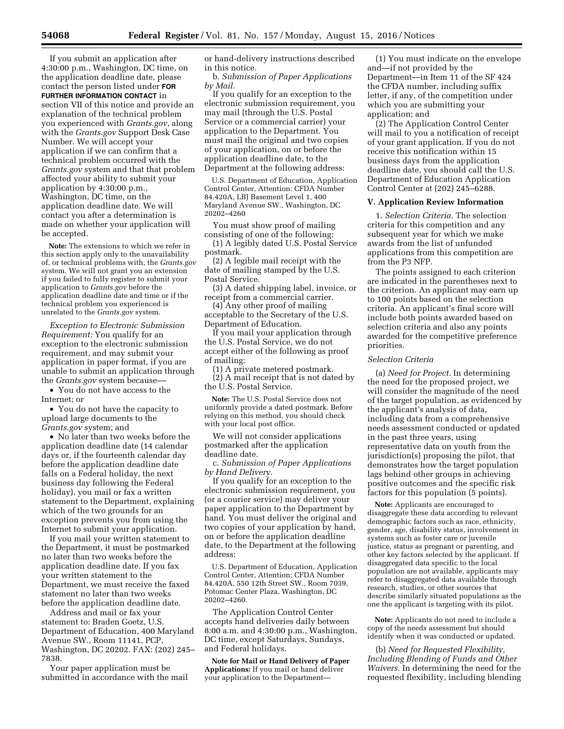If you submit an application after 4:30:00 p.m., Washington, DC time, on the application deadline date, please contact the person listed under **FOR FURTHER INFORMATION CONTACT** in section VII of this notice and provide an explanation of the technical problem you experienced with *Grants.gov*, along with the *Grants.gov* Support Desk Case Number. We will accept your application if we can confirm that a technical problem occurred with the *Grants.gov* system and that that problem affected your ability to submit your application by 4:30:00 p.m., Washington, DC time, on the application deadline date. We will contact you after a determination is made on whether your application will be accepted.

**Note:** The extensions to which we refer in this section apply only to the unavailability of, or technical problems with, the *Grants.gov* system. We will not grant you an extension if you failed to fully register to submit your application to *Grants.gov* before the application deadline date and time or if the technical problem you experienced is unrelated to the *Grants.gov* system.

*Exception to Electronic Submission Requirement:* You qualify for an exception to the electronic submission requirement, and may submit your application in paper format, if you are unable to submit an application through the *Grants.gov* system because—

- You do not have access to the Internet; or
- You do not have the capacity to upload large documents to the *Grants.gov* system; and
- No later than two weeks before the application deadline date (14 calendar days or, if the fourteenth calendar day before the application deadline date falls on a Federal holiday, the next business day following the Federal holiday), you mail or fax a written statement to the Department, explaining which of the two grounds for an exception prevents you from using the Internet to submit your application.

If you mail your written statement to the Department, it must be postmarked no later than two weeks before the application deadline date. If you fax your written statement to the Department, we must receive the faxed statement no later than two weeks before the application deadline date.

Address and mail or fax your statement to: Braden Goetz, U.S. Department of Education, 400 Maryland Avenue SW., Room 11141, PCP, Washington, DC 20202. FAX: (202) 245–7838.

Your paper application must be submitted in accordance with the mail or hand-delivery instructions described in this notice.

b. *Submission of Paper Applications by Mail.*

If you qualify for an exception to the electronic submission requirement, you may mail (through the U.S. Postal Service or a commercial carrier) your application to the Department. You must mail the original and two copies of your application, on or before the application deadline date, to the Department at the following address:

U.S. Department of Education, Application Control Center, Attention: CFDA Number 84.420A, LBJ Basement Level 1, 400 Maryland Avenue SW., Washington, DC 20202–4260

You must show proof of mailing consisting of one of the following:

(1) A legibly dated U.S. Postal Service postmark.

(2) A legible mail receipt with the date of mailing stamped by the U.S. Postal Service.

(3) A dated shipping label, invoice, or receipt from a commercial carrier.

(4) Any other proof of mailing acceptable to the Secretary of the U.S. Department of Education.

If you mail your application through the U.S. Postal Service, we do not accept either of the following as proof of mailing:

(1) A private metered postmark.

(2) A mail receipt that is not dated by the U.S. Postal Service.

**Note:** The U.S. Postal Service does not uniformly provide a dated postmark. Before relying on this method, you should check with your local post office.

We will not consider applications postmarked after the application deadline date.

c. *Submission of Paper Applications by Hand Delivery.*

If you qualify for an exception to the electronic submission requirement, you (or a courier service) may deliver your paper application to the Department by hand. You must deliver the original and two copies of your application by hand, on or before the application deadline date, to the Department at the following address:

U.S. Department of Education, Application Control Center, Attention: CFDA Number 84.420A, 550 12th Street SW., Room 7039, Potomac Center Plaza, Washington, DC 20202–4260.

The Application Control Center accepts hand deliveries daily between 8:00 a.m. and 4:30:00 p.m., Washington, DC time, except Saturdays, Sundays, and Federal holidays.

**Note for Mail or Hand Delivery of Paper Applications:** If you mail or hand deliver your application to the Department—

(1) You must indicate on the envelope and—if not provided by the Department—in Item 11 of the SF 424 the CFDA number, including suffix letter, if any, of the competition under which you are submitting your application; and

(2) The Application Control Center will mail to you a notification of receipt of your grant application. If you do not receive this notification within 15 business days from the application deadline date, you should call the U.S. Department of Education Application Control Center at (202) 245–6288.

## V. Application Review Information

1. *Selection Criteria.* The selection criteria for this competition and any subsequent year for which we make awards from the list of unfunded applications from this competition are from the P3 NFP.

The points assigned to each criterion are indicated in the parentheses next to the criterion. An applicant may earn up to 100 points based on the selection criteria. An applicant's final score will include both points awarded based on selection criteria and also any points awarded for the competitive preference priorities.

*Selection Criteria*

(a) *Need for Project.* In determining the need for the proposed project, we will consider the magnitude of the need of the target population, as evidenced by the applicant's analysis of data, including data from a comprehensive needs assessment conducted or updated in the past three years, using representative data on youth from the jurisdiction(s) proposing the pilot, that demonstrates how the target population lags behind other groups in achieving positive outcomes and the specific risk factors for this population (5 points).

**Note:** Applicants are encouraged to disaggregate these data according to relevant demographic factors such as race, ethnicity, gender, age, disability status, involvement in systems such as foster care or juvenile justice, status as pregnant or parenting, and other key factors selected by the applicant. If disaggregated data specific to the local population are not available, applicants may refer to disaggregated data available through research, studies, or other sources that describe similarly situated populations as the one the applicant is targeting with its pilot.

**Note:** Applicants do not need to include a copy of the needs assessment but should identify when it was conducted or updated.

(b) *Need for Requested Flexibility, Including Blending of Funds and Other Waivers.* In determining the need for the requested flexibility, including blending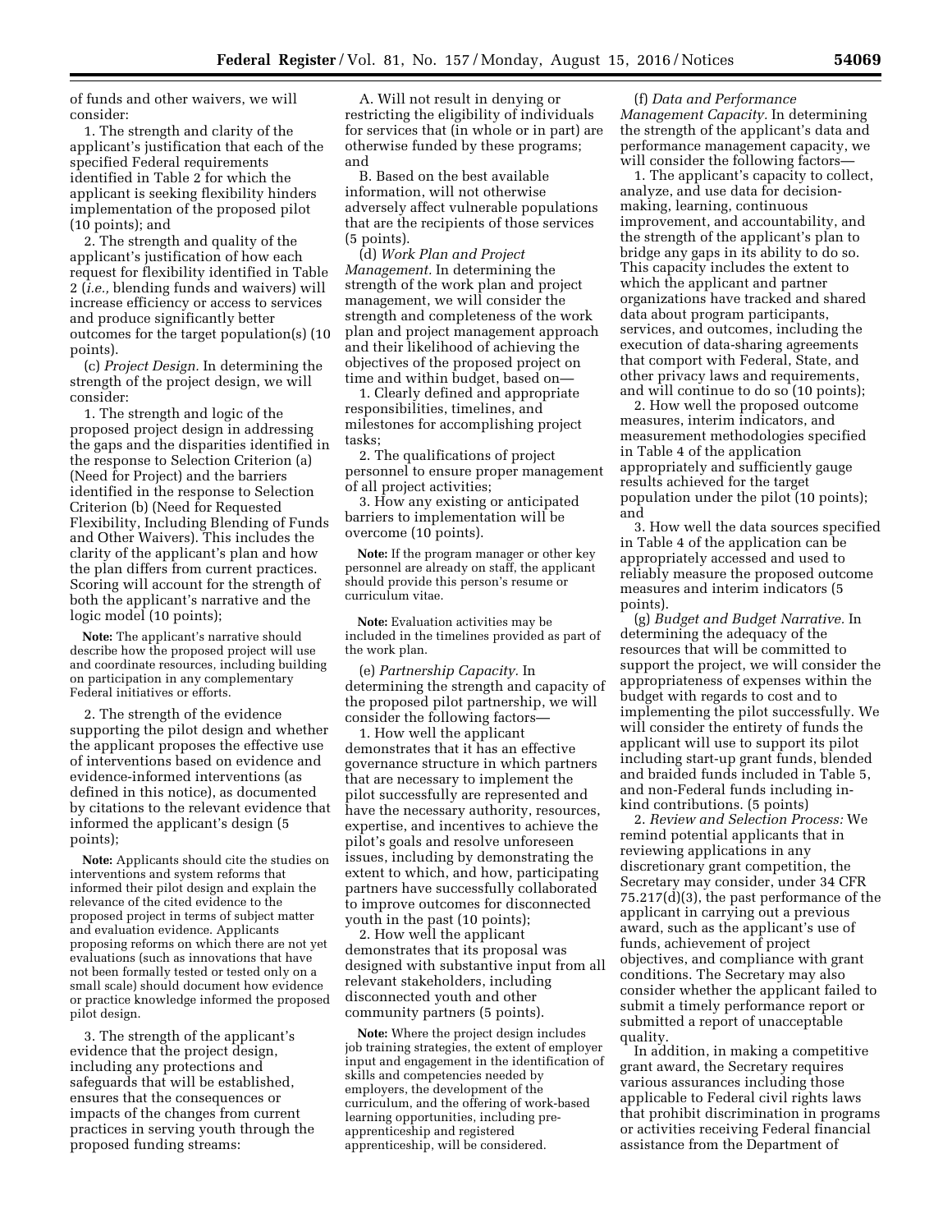of funds and other waivers, we will consider:

1. The strength and clarity of the applicant's justification that each of the specified Federal requirements identified in Table 2 for which the applicant is seeking flexibility hinders implementation of the proposed pilot (10 points); and

2. The strength and quality of the applicant's justification of how each request for flexibility identified in Table 2 (*i.e.,* blending funds and waivers) will increase efficiency or access to services and produce significantly better outcomes for the target population(s) (10 points).

(c) *Project Design.* In determining the strength of the project design, we will consider:

1. The strength and logic of the proposed project design in addressing the gaps and the disparities identified in the response to Selection Criterion (a) (Need for Project) and the barriers identified in the response to Selection Criterion (b) (Need for Requested Flexibility, Including Blending of Funds and Other Waivers). This includes the clarity of the applicant's plan and how the plan differs from current practices. Scoring will account for the strength of both the applicant's narrative and the logic model (10 points);

**Note:** The applicant's narrative should describe how the proposed project will use and coordinate resources, including building on participation in any complementary Federal initiatives or efforts.

2. The strength of the evidence supporting the pilot design and whether the applicant proposes the effective use of interventions based on evidence and evidence-informed interventions (as defined in this notice), as documented by citations to the relevant evidence that informed the applicant's design (5 points);

**Note:** Applicants should cite the studies on interventions and system reforms that informed their pilot design and explain the relevance of the cited evidence to the proposed project in terms of subject matter and evaluation evidence. Applicants proposing reforms on which there are not yet evaluations (such as innovations that have not been formally tested or tested only on a small scale) should document how evidence or practice knowledge informed the proposed pilot design.

3. The strength of the applicant's evidence that the project design, including any protections and safeguards that will be established, ensures that the consequences or impacts of the changes from current practices in serving youth through the proposed funding streams:

A. Will not result in denying or restricting the eligibility of individuals for services that (in whole or in part) are otherwise funded by these programs; and

B. Based on the best available information, will not otherwise adversely affect vulnerable populations that are the recipients of those services (5 points).

(d) *Work Plan and Project Management.* In determining the strength of the work plan and project management, we will consider the strength and completeness of the work plan and project management approach and their likelihood of achieving the objectives of the proposed project on time and within budget, based on—

1. Clearly defined and appropriate responsibilities, timelines, and milestones for accomplishing project tasks;

2. The qualifications of project personnel to ensure proper management of all project activities;

3. How any existing or anticipated barriers to implementation will be overcome (10 points).

**Note:** If the program manager or other key personnel are already on staff, the applicant should provide this person's resume or curriculum vitae.

**Note:** Evaluation activities may be included in the timelines provided as part of the work plan.

(e) *Partnership Capacity.* In determining the strength and capacity of the proposed pilot partnership, we will consider the following factors—

1. How well the applicant demonstrates that it has an effective governance structure in which partners that are necessary to implement the pilot successfully are represented and have the necessary authority, resources, expertise, and incentives to achieve the pilot's goals and resolve unforeseen issues, including by demonstrating the extent to which, and how, participating partners have successfully collaborated to improve outcomes for disconnected youth in the past (10 points);

2. How well the applicant demonstrates that its proposal was designed with substantive input from all relevant stakeholders, including disconnected youth and other community partners (5 points).

**Note:** Where the project design includes job training strategies, the extent of employer input and engagement in the identification of skills and competencies needed by employers, the development of the curriculum, and the offering of work-based learning opportunities, including pre-apprenticeship and registered apprenticeship, will be considered.

(f) *Data and Performance Management Capacity.* In determining the strength of the applicant's data and performance management capacity, we will consider the following factors—

1. The applicant's capacity to collect, analyze, and use data for decision-making, learning, continuous improvement, and accountability, and the strength of the applicant's plan to bridge any gaps in its ability to do so. This capacity includes the extent to which the applicant and partner organizations have tracked and shared data about program participants, services, and outcomes, including the execution of data-sharing agreements that comport with Federal, State, and other privacy laws and requirements, and will continue to do so (10 points);

2. How well the proposed outcome measures, interim indicators, and measurement methodologies specified in Table 4 of the application appropriately and sufficiently gauge results achieved for the target population under the pilot (10 points); and

3. How well the data sources specified in Table 4 of the application can be appropriately accessed and used to reliably measure the proposed outcome measures and interim indicators (5 points).

(g) *Budget and Budget Narrative.* In determining the adequacy of the resources that will be committed to support the project, we will consider the appropriateness of expenses within the budget with regards to cost and to implementing the pilot successfully. We will consider the entirety of funds the applicant will use to support its pilot including start-up grant funds, blended and braided funds included in Table 5, and non-Federal funds including in-kind contributions. (5 points)

2. *Review and Selection Process:* We remind potential applicants that in reviewing applications in any discretionary grant competition, the Secretary may consider, under 34 CFR 75.217(d)(3), the past performance of the applicant in carrying out a previous award, such as the applicant's use of funds, achievement of project objectives, and compliance with grant conditions. The Secretary may also consider whether the applicant failed to submit a timely performance report or submitted a report of unacceptable quality.

In addition, in making a competitive grant award, the Secretary requires various assurances including those applicable to Federal civil rights laws that prohibit discrimination in programs or activities receiving Federal financial assistance from the Department of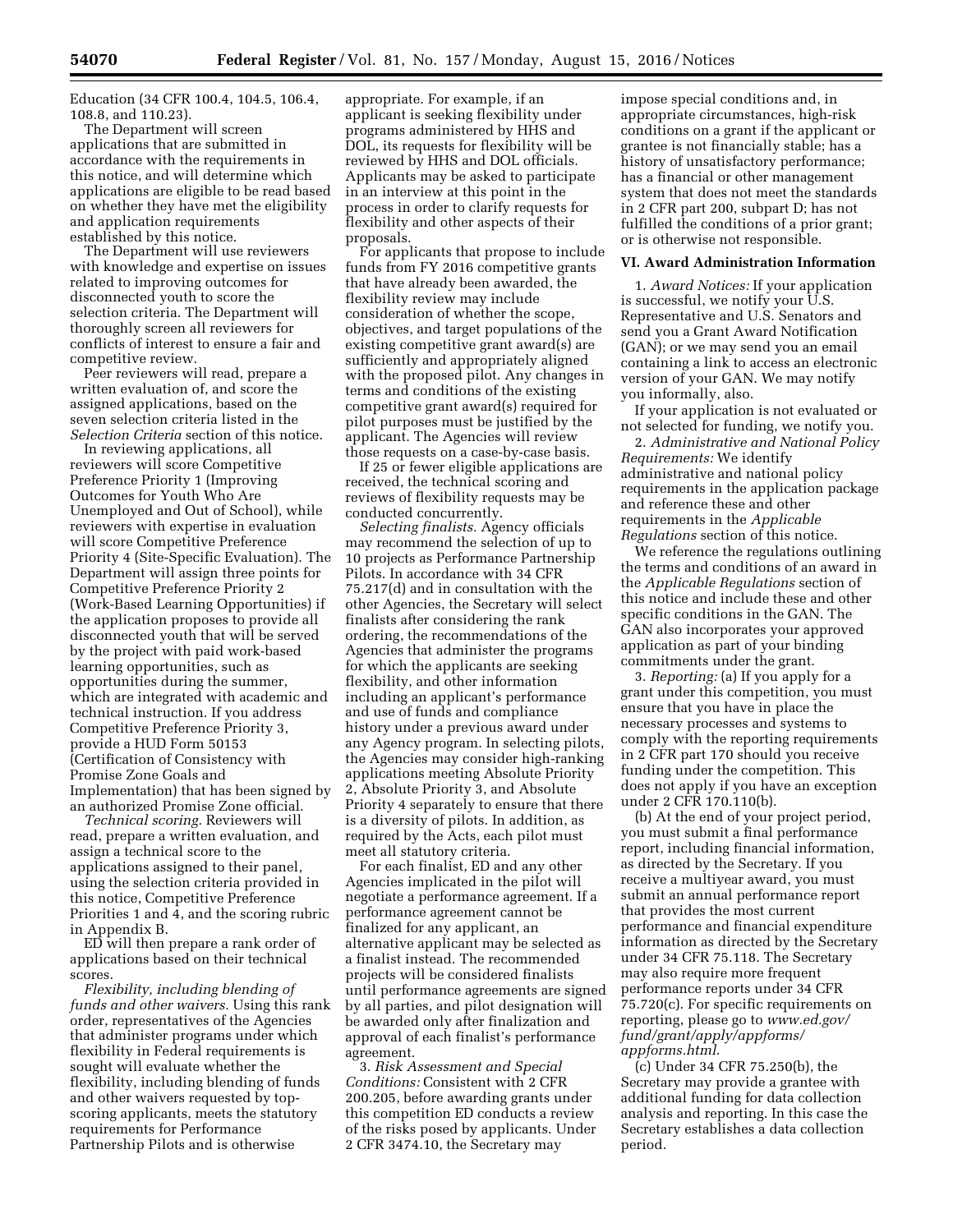Education (34 CFR 100.4, 104.5, 106.4, 108.8, and 110.23).

The Department will screen applications that are submitted in accordance with the requirements in this notice, and will determine which applications are eligible to be read based on whether they have met the eligibility and application requirements established by this notice.

The Department will use reviewers with knowledge and expertise on issues related to improving outcomes for disconnected youth to score the selection criteria. The Department will thoroughly screen all reviewers for conflicts of interest to ensure a fair and competitive review.

Peer reviewers will read, prepare a written evaluation of, and score the assigned applications, based on the seven selection criteria listed in the *Selection Criteria* section of this notice.

In reviewing applications, all reviewers will score Competitive Preference Priority 1 (Improving Outcomes for Youth Who Are Unemployed and Out of School), while reviewers with expertise in evaluation will score Competitive Preference Priority 4 (Site-Specific Evaluation). The Department will assign three points for Competitive Preference Priority 2 (Work-Based Learning Opportunities) if the application proposes to provide all disconnected youth that will be served by the project with paid work-based learning opportunities, such as opportunities during the summer, which are integrated with academic and technical instruction. If you address Competitive Preference Priority 3, provide a HUD Form 50153 (Certification of Consistency with Promise Zone Goals and Implementation) that has been signed by an authorized Promise Zone official.

*Technical scoring.* Reviewers will read, prepare a written evaluation, and assign a technical score to the applications assigned to their panel, using the selection criteria provided in this notice, Competitive Preference Priorities 1 and 4, and the scoring rubric in Appendix B.

ED will then prepare a rank order of applications based on their technical scores.

*Flexibility, including blending of funds and other waivers.* Using this rank order, representatives of the Agencies that administer programs under which flexibility in Federal requirements is sought will evaluate whether the flexibility, including blending of funds and other waivers requested by top-scoring applicants, meets the statutory requirements for Performance Partnership Pilots and is otherwise appropriate. For example, if an applicant is seeking flexibility under programs administered by HHS and DOL, its requests for flexibility will be reviewed by HHS and DOL officials. Applicants may be asked to participate in an interview at this point in the process in order to clarify requests for flexibility and other aspects of their proposals.

For applicants that propose to include funds from FY 2016 competitive grants that have already been awarded, the flexibility review may include consideration of whether the scope, objectives, and target populations of the existing competitive grant award(s) are sufficiently and appropriately aligned with the proposed pilot. Any changes in terms and conditions of the existing competitive grant award(s) required for pilot purposes must be justified by the applicant. The Agencies will review those requests on a case-by-case basis.

If 25 or fewer eligible applications are received, the technical scoring and reviews of flexibility requests may be conducted concurrently.

*Selecting finalists.* Agency officials may recommend the selection of up to 10 projects as Performance Partnership Pilots. In accordance with 34 CFR 75.217(d) and in consultation with the other Agencies, the Secretary will select finalists after considering the rank ordering, the recommendations of the Agencies that administer the programs for which the applicants are seeking flexibility, and other information including an applicant's performance and use of funds and compliance history under a previous award under any Agency program. In selecting pilots, the Agencies may consider high-ranking applications meeting Absolute Priority 2, Absolute Priority 3, and Absolute Priority 4 separately to ensure that there is a diversity of pilots. In addition, as required by the Acts, each pilot must meet all statutory criteria.

For each finalist, ED and any other Agencies implicated in the pilot will negotiate a performance agreement. If a performance agreement cannot be finalized for any applicant, an alternative applicant may be selected as a finalist instead. The recommended projects will be considered finalists until performance agreements are signed by all parties, and pilot designation will be awarded only after finalization and approval of each finalist's performance agreement.

3. *Risk Assessment and Special Conditions:* Consistent with 2 CFR 200.205, before awarding grants under this competition ED conducts a review of the risks posed by applicants. Under 2 CFR 3474.10, the Secretary may impose special conditions and, in appropriate circumstances, high-risk conditions on a grant if the applicant or grantee is not financially stable; has a history of unsatisfactory performance; has a financial or other management system that does not meet the standards in 2 CFR part 200, subpart D; has not fulfilled the conditions of a prior grant; or is otherwise not responsible.

## VI. Award Administration Information

1. *Award Notices:* If your application is successful, we notify your U.S. Representative and U.S. Senators and send you a Grant Award Notification (GAN); or we may send you an email containing a link to access an electronic version of your GAN. We may notify you informally, also.

If your application is not evaluated or not selected for funding, we notify you.

2. *Administrative and National Policy Requirements:* We identify administrative and national policy requirements in the application package and reference these and other requirements in the *Applicable Regulations* section of this notice.

We reference the regulations outlining the terms and conditions of an award in the *Applicable Regulations* section of this notice and include these and other specific conditions in the GAN. The GAN also incorporates your approved application as part of your binding commitments under the grant.

3. *Reporting:* (a) If you apply for a grant under this competition, you must ensure that you have in place the necessary processes and systems to comply with the reporting requirements in 2 CFR part 170 should you receive funding under the competition. This does not apply if you have an exception under 2 CFR 170.110(b).

(b) At the end of your project period, you must submit a final performance report, including financial information, as directed by the Secretary. If you receive a multiyear award, you must submit an annual performance report that provides the most current performance and financial expenditure information as directed by the Secretary under 34 CFR 75.118. The Secretary may also require more frequent performance reports under 34 CFR 75.720(c). For specific requirements on reporting, please go to *www.ed.gov/fund/grant/apply/appforms/appforms.html*.

(c) Under 34 CFR 75.250(b), the Secretary may provide a grantee with additional funding for data collection analysis and reporting. In this case the Secretary establishes a data collection period.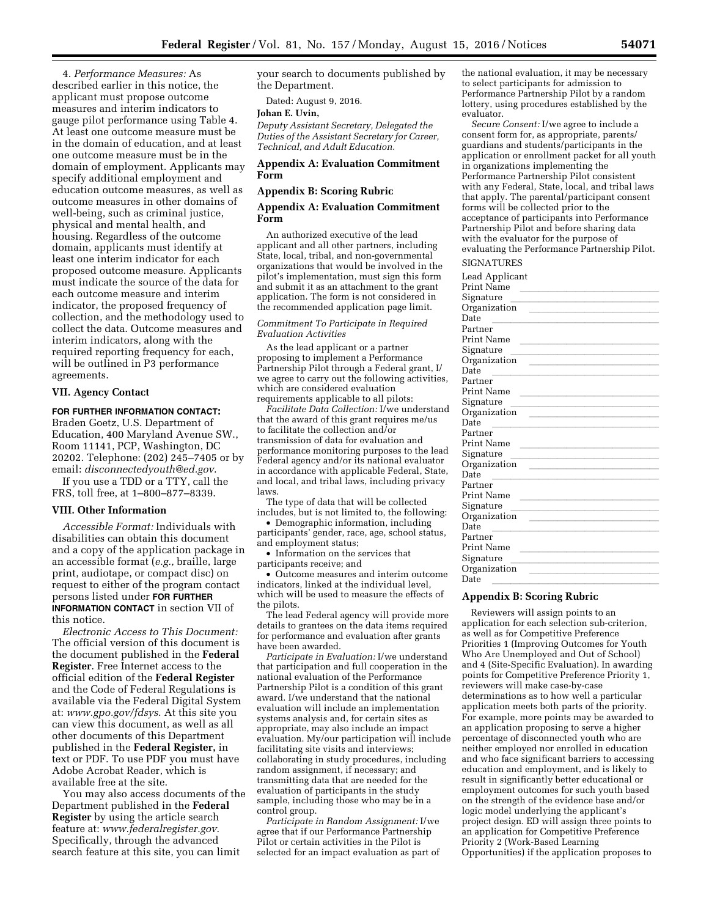4. *Performance Measures:* As described earlier in this notice, the applicant must propose outcome measures and interim indicators to gauge pilot performance using Table 4. At least one outcome measure must be in the domain of education, and at least one outcome measure must be in the domain of employment. Applicants may specify additional employment and education outcome measures, as well as outcome measures in other domains of well-being, such as criminal justice, physical and mental health, and housing. Regardless of the outcome domain, applicants must identify at least one interim indicator for each proposed outcome measure. Applicants must indicate the source of the data for each outcome measure and interim indicator, the proposed frequency of collection, and the methodology used to collect the data. Outcome measures and interim indicators, along with the required reporting frequency for each, will be outlined in P3 performance agreements.

## VII. Agency Contact

**FOR FURTHER INFORMATION CONTACT:** Braden Goetz, U.S. Department of Education, 400 Maryland Avenue SW., Room 11141, PCP, Washington, DC 20202. Telephone: (202) 245–7405 or by email: *disconnectedyouth@ed.gov.*

If you use a TDD or a TTY, call the FRS, toll free, at 1–800–877–8339.

## VIII. Other Information

*Accessible Format:* Individuals with disabilities can obtain this document and a copy of the application package in an accessible format (*e.g.,* braille, large print, audiotape, or compact disc) on request to either of the program contact persons listed under **FOR FURTHER INFORMATION CONTACT** in section VII of this notice.

*Electronic Access to This Document:* The official version of this document is the document published in the **Federal Register**. Free Internet access to the official edition of the **Federal Register** and the Code of Federal Regulations is available via the Federal Digital System at: *www.gpo.gov/fdsys.* At this site you can view this document, as well as all other documents of this Department published in the **Federal Register,** in text or PDF. To use PDF you must have Adobe Acrobat Reader, which is available free at the site.

You may also access documents of the Department published in the **Federal Register** by using the article search feature at: *www.federalregister.gov.* Specifically, through the advanced search feature at this site, you can limit your search to documents published by the Department.

Dated: August 9, 2016.

**Johan E. Uvin,**

*Deputy Assistant Secretary, Delegated the Duties of the Assistant Secretary for Career, Technical, and Adult Education.*

**Appendix A: Evaluation Commitment Form**

**Appendix B: Scoring Rubric**

## Appendix A: Evaluation Commitment Form

An authorized executive of the lead applicant and all other partners, including State, local, tribal, and non-governmental organizations that would be involved in the pilot's implementation, must sign this form and submit it as an attachment to the grant application. The form is not considered in the recommended application page limit.

*Commitment To Participate in Required Evaluation Activities*

As the lead applicant or a partner proposing to implement a Performance Partnership Pilot through a Federal grant, I/we agree to carry out the following activities, which are considered evaluation requirements applicable to all pilots:

*Facilitate Data Collection:* I/we understand that the award of this grant requires me/us to facilitate the collection and/or transmission of data for evaluation and performance monitoring purposes to the lead Federal agency and/or its national evaluator in accordance with applicable Federal, State, and local, and tribal laws, including privacy laws.

The type of data that will be collected includes, but is not limited to, the following:

- Demographic information, including participants' gender, race, age, school status, and employment status;
- Information on the services that participants receive; and
- Outcome measures and interim outcome indicators, linked at the individual level, which will be used to measure the effects of the pilots.

The lead Federal agency will provide more details to grantees on the data items required for performance and evaluation after grants have been awarded.

*Participate in Evaluation:* I/we understand that participation and full cooperation in the national evaluation of the Performance Partnership Pilot is a condition of this grant award. I/we understand that the national evaluation will include an implementation systems analysis and, for certain sites as appropriate, may also include an impact evaluation. My/our participation will include facilitating site visits and interviews; collaborating in study procedures, including random assignment, if necessary; and transmitting data that are needed for the evaluation of participants in the study sample, including those who may be in a control group.

*Participate in Random Assignment:* I/we agree that if our Performance Partnership Pilot or certain activities in the Pilot is selected for an impact evaluation as part of the national evaluation, it may be necessary to select participants for admission to Performance Partnership Pilot by a random lottery, using procedures established by the evaluator.

*Secure Consent:* I/we agree to include a consent form for, as appropriate, parents/guardians and students/participants in the application or enrollment packet for all youth in organizations implementing the Performance Partnership Pilot consistent with any Federal, State, local, and tribal laws that apply. The parental/participant consent forms will be collected prior to the acceptance of participants into Performance Partnership Pilot and before sharing data with the evaluator for the purpose of evaluating the Performance Partnership Pilot.

SIGNATURES

Lead Applicant
Print Name \_\_\_\_\_\_\_\_\_\_\_\_\_\_\_\_\_\_\_\_
Signature \_\_\_\_\_\_\_\_\_\_\_\_\_\_\_\_\_\_\_\_
Organization \_\_\_\_\_\_\_\_\_\_\_\_\_\_\_\_\_\_\_\_
Date \_\_\_\_\_\_\_\_\_\_\_\_\_\_\_\_\_\_\_\_

Partner
Print Name \_\_\_\_\_\_\_\_\_\_\_\_\_\_\_\_\_\_\_\_
Signature \_\_\_\_\_\_\_\_\_\_\_\_\_\_\_\_\_\_\_\_
Organization \_\_\_\_\_\_\_\_\_\_\_\_\_\_\_\_\_\_\_\_
Date \_\_\_\_\_\_\_\_\_\_\_\_\_\_\_\_\_\_\_\_

Partner
Print Name \_\_\_\_\_\_\_\_\_\_\_\_\_\_\_\_\_\_\_\_
Signature \_\_\_\_\_\_\_\_\_\_\_\_\_\_\_\_\_\_\_\_
Organization \_\_\_\_\_\_\_\_\_\_\_\_\_\_\_\_\_\_\_\_
Date \_\_\_\_\_\_\_\_\_\_\_\_\_\_\_\_\_\_\_\_

Partner
Print Name \_\_\_\_\_\_\_\_\_\_\_\_\_\_\_\_\_\_\_\_
Signature \_\_\_\_\_\_\_\_\_\_\_\_\_\_\_\_\_\_\_\_
Organization \_\_\_\_\_\_\_\_\_\_\_\_\_\_\_\_\_\_\_\_
Date \_\_\_\_\_\_\_\_\_\_\_\_\_\_\_\_\_\_\_\_

Partner
Print Name \_\_\_\_\_\_\_\_\_\_\_\_\_\_\_\_\_\_\_\_
Signature \_\_\_\_\_\_\_\_\_\_\_\_\_\_\_\_\_\_\_\_
Organization \_\_\_\_\_\_\_\_\_\_\_\_\_\_\_\_\_\_\_\_
Date \_\_\_\_\_\_\_\_\_\_\_\_\_\_\_\_\_\_\_\_

Partner
Print Name \_\_\_\_\_\_\_\_\_\_\_\_\_\_\_\_\_\_\_\_
Signature \_\_\_\_\_\_\_\_\_\_\_\_\_\_\_\_\_\_\_\_
Organization \_\_\_\_\_\_\_\_\_\_\_\_\_\_\_\_\_\_\_\_
Date \_\_\_\_\_\_\_\_\_\_\_\_\_\_\_\_\_\_\_\_

## Appendix B: Scoring Rubric

Reviewers will assign points to an application for each selection sub-criterion, as well as for Competitive Preference Priorities 1 (Improving Outcomes for Youth Who Are Unemployed and Out of School) and 4 (Site-Specific Evaluation). In awarding points for Competitive Preference Priority 1, reviewers will make case-by-case determinations as to how well a particular application meets both parts of the priority. For example, more points may be awarded to an application proposing to serve a higher percentage of disconnected youth who are neither employed nor enrolled in education and who face significant barriers to accessing education and employment, and is likely to result in significantly better educational or employment outcomes for such youth based on the strength of the evidence base and/or logic model underlying the applicant's project design. ED will assign three points to an application for Competitive Preference Priority 2 (Work-Based Learning Opportunities) if the application proposes to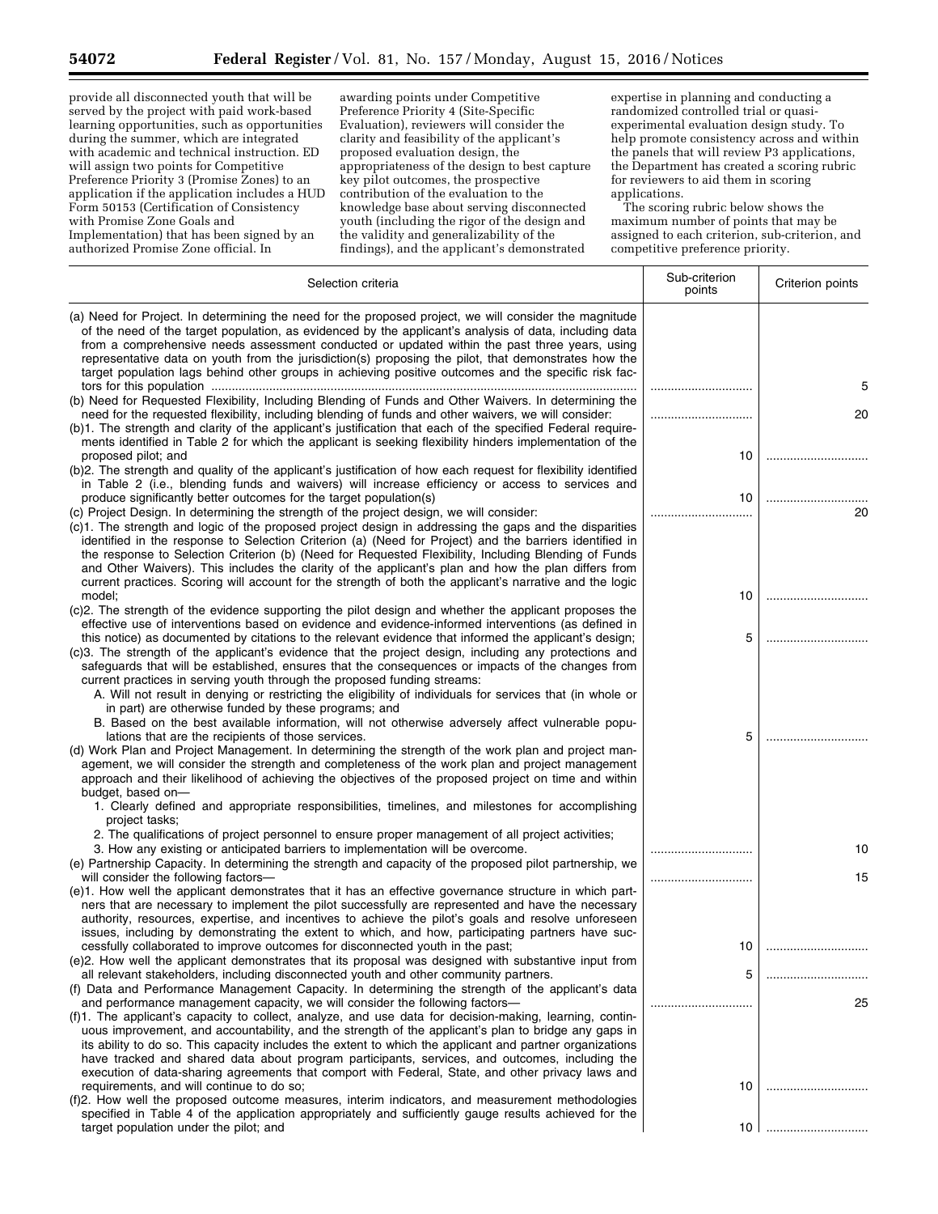provide all disconnected youth that will be served by the project with paid work-based learning opportunities, such as opportunities during the summer, which are integrated with academic and technical instruction. ED will assign two points for Competitive Preference Priority 3 (Promise Zones) to an application if the application includes a HUD Form 50153 (Certification of Consistency with Promise Zone Goals and Implementation) that has been signed by an authorized Promise Zone official. In awarding points under Competitive Preference Priority 4 (Site-Specific Evaluation), reviewers will consider the clarity and feasibility of the applicant's proposed evaluation design, the appropriateness of the design to best capture key pilot outcomes, the prospective contribution of the evaluation to the knowledge base about serving disconnected youth (including the rigor of the design and the validity and generalizability of the findings), and the applicant's demonstrated expertise in planning and conducting a randomized controlled trial or quasi-experimental evaluation design study. To help promote consistency across and within the panels that will review P3 applications, the Department has created a scoring rubric for reviewers to aid them in scoring applications.

The scoring rubric below shows the maximum number of points that may be assigned to each criterion, sub-criterion, and competitive preference priority.

| Selection criteria | Sub-criterion points | Criterion points |
| --- | --- | --- |
| (a) Need for Project. In determining the need for the proposed project, we will consider the magnitude of the need of the target population, as evidenced by the applicant's analysis of data, including data from a comprehensive needs assessment conducted or updated within the past three years, using representative data on youth from the jurisdiction(s) proposing the pilot, that demonstrates how the target population lags behind other groups in achieving positive outcomes and the specific risk factors for this population | | 5 |
| (b) Need for Requested Flexibility, Including Blending of Funds and Other Waivers. In determining the need for the requested flexibility, including blending of funds and other waivers, we will consider: | | 20 |
| (b)1. The strength and clarity of the applicant's justification that each of the specified Federal requirements identified in Table 2 for which the applicant is seeking flexibility hinders implementation of the proposed pilot; and | 10 | |
| (b)2. The strength and quality of the applicant's justification of how each request for flexibility identified in Table 2 (i.e., blending funds and waivers) will increase efficiency or access to services and produce significantly better outcomes for the target population(s) | 10 | |
| (c) Project Design. In determining the strength of the project design, we will consider: | | 20 |
| (c)1. The strength and logic of the proposed project design in addressing the gaps and the disparities identified in the response to Selection Criterion (a) (Need for Project) and the barriers identified in the response to Selection Criterion (b) (Need for Requested Flexibility, Including Blending of Funds and Other Waivers). This includes the clarity of the applicant's plan and how the plan differs from current practices. Scoring will account for the strength of both the applicant's narrative and the logic model; | 10 | |
| (c)2. The strength of the evidence supporting the pilot design and whether the applicant proposes the effective use of interventions based on evidence and evidence-informed interventions (as defined in this notice) as documented by citations to the relevant evidence that informed the applicant's design; | 5 | |
| (c)3. The strength of the applicant's evidence that the project design, including any protections and safeguards that will be established, ensures that the consequences or impacts of the changes from current practices in serving youth through the proposed funding streams:<br>A. Will not result in denying or restricting the eligibility of individuals for services that (in whole or in part) are otherwise funded by these programs; and<br>B. Based on the best available information, will not otherwise adversely affect vulnerable populations that are the recipients of those services. | 5 | |
| (d) Work Plan and Project Management. In determining the strength of the work plan and project management, we will consider the strength and completeness of the work plan and project management approach and their likelihood of achieving the objectives of the proposed project on time and within budget, based on—<br>1. Clearly defined and appropriate responsibilities, timelines, and milestones for accomplishing project tasks;<br>2. The qualifications of project personnel to ensure proper management of all project activities;<br>3. How any existing or anticipated barriers to implementation will be overcome. | | 10 |
| (e) Partnership Capacity. In determining the strength and capacity of the proposed pilot partnership, we will consider the following factors— | | 15 |
| (e)1. How well the applicant demonstrates that it has an effective governance structure in which partners that are necessary to implement the pilot successfully are represented and have the necessary authority, resources, expertise, and incentives to achieve the pilot's goals and resolve unforeseen issues, including by demonstrating the extent to which, and how, participating partners have successfully collaborated to improve outcomes for disconnected youth in the past; | 10 | |
| (e)2. How well the applicant demonstrates that its proposal was designed with substantive input from all relevant stakeholders, including disconnected youth and other community partners. | 5 | |
| (f) Data and Performance Management Capacity. In determining the strength of the applicant's data and performance management capacity, we will consider the following factors— | | 25 |
| (f)1. The applicant's capacity to collect, analyze, and use data for decision-making, learning, continuous improvement, and accountability, and the strength of the applicant's plan to bridge any gaps in its ability to do so. This capacity includes the extent to which the applicant and partner organizations have tracked and shared data about program participants, services, and outcomes, including the execution of data-sharing agreements that comport with Federal, State, and other privacy laws and requirements, and will continue to do so; | 10 | |
| (f)2. How well the proposed outcome measures, interim indicators, and measurement methodologies specified in Table 4 of the application appropriately and sufficiently gauge results achieved for the target population under the pilot; and | 10 | |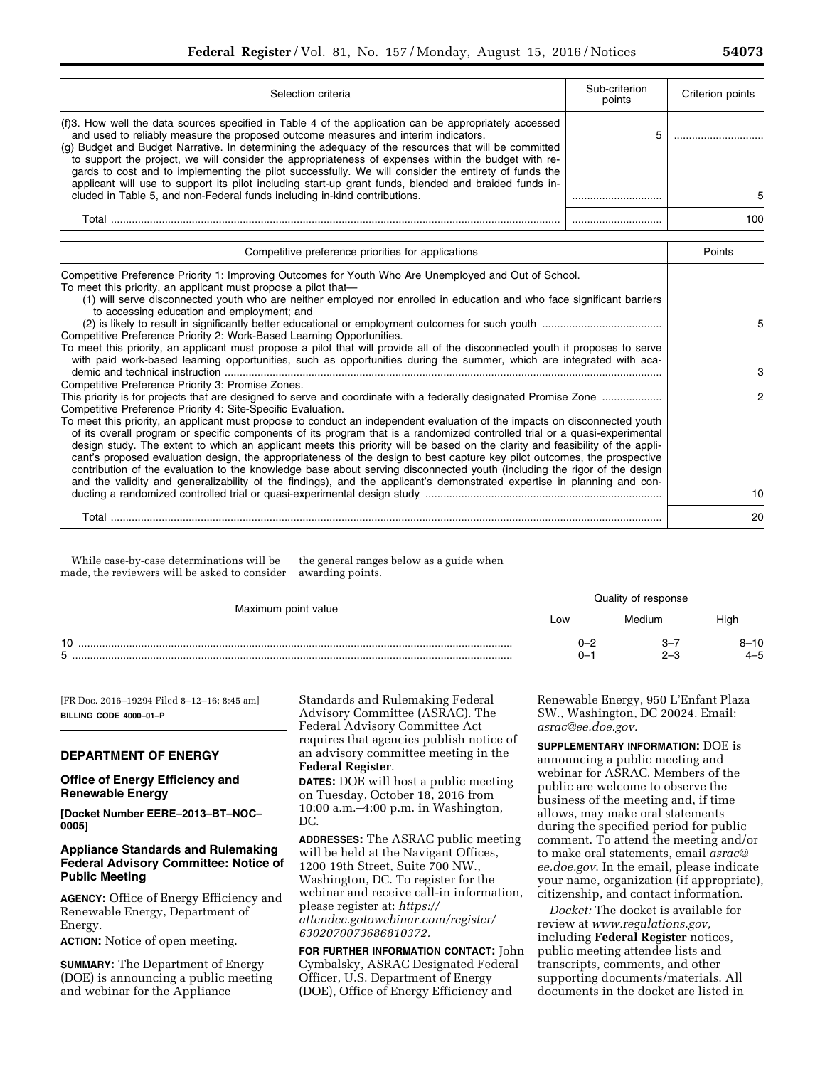| Selection criteria | Sub-criterion points | Criterion points |
| --- | --- | --- |
| (f)3. How well the data sources specified in Table 4 of the application can be appropriately accessed and used to reliably measure the proposed outcome measures and interim indicators. | 5 | .............................. |
| (g) Budget and Budget Narrative. In determining the adequacy of the resources that will be committed to support the project, we will consider the appropriateness of expenses within the budget with regards to cost and to implementing the pilot successfully. We will consider the entirety of funds the applicant will use to support its pilot including start-up grant funds, blended and braided funds included in Table 5, and non-Federal funds including in-kind contributions. | .............................. | 5 |
| Total ..................................................................................................................................... | .............................. | 100 |

| Competitive preference priorities for applications | Points |
| --- | --- |
| Competitive Preference Priority 1: Improving Outcomes for Youth Who Are Unemployed and Out of School.<br>To meet this priority, an applicant must propose a pilot that—<br>(1) will serve disconnected youth who are neither employed nor enrolled in education and who face significant barriers to accessing education and employment; and<br>(2) is likely to result in significantly better educational or employment outcomes for such youth ........................................ | 5 |
| Competitive Preference Priority 2: Work-Based Learning Opportunities.<br>To meet this priority, an applicant must propose a pilot that will provide all of the disconnected youth it proposes to serve with paid work-based learning opportunities, such as opportunities during the summer, which are integrated with academic and technical instruction ................................................................................................................................................ | 3 |
| Competitive Preference Priority 3: Promise Zones.<br>This priority is for projects that are designed to serve and coordinate with a federally designated Promise Zone .................... | 2 |
| Competitive Preference Priority 4: Site-Specific Evaluation.<br>To meet this priority, an applicant must propose to conduct an independent evaluation of the impacts on disconnected youth of its overall program or specific components of its program that is a randomized controlled trial or a quasi-experimental design study. The extent to which an applicant meets this priority will be based on the clarity and feasibility of the applicant's proposed evaluation design, the appropriateness of the design to best capture key pilot outcomes, the prospective contribution of the evaluation to the knowledge base about serving disconnected youth (including the rigor of the design and the validity and generalizability of the findings), and the applicant's demonstrated expertise in planning and conducting a randomized controlled trial or quasi-experimental design study .............................................................................. | 10 |
| Total ..................................................................................................................................................................... | 20 |

While case-by-case determinations will be made, the reviewers will be asked to consider the general ranges below as a guide when awarding points.

| Maximum point value | Quality of response | | |
| --- | --- | --- | --- |
| | Low | Medium | High |
| 10 ........................................................................ | 0–2 | 3–7 | 8–10 |
| 5 .......................................................................... | 0–1 | 2–3 | 4–5 |

[FR Doc. 2016–19294 Filed 8–12–16; 8:45 am]

**BILLING CODE 4000–01–P**

## DEPARTMENT OF ENERGY

### Office of Energy Efficiency and Renewable Energy

**[Docket Number EERE–2013–BT–NOC–0005]**

### Appliance Standards and Rulemaking Federal Advisory Committee: Notice of Public Meeting

**AGENCY:** Office of Energy Efficiency and Renewable Energy, Department of Energy.

**ACTION:** Notice of open meeting.

**SUMMARY:** The Department of Energy (DOE) is announcing a public meeting and webinar for the Appliance Standards and Rulemaking Federal Advisory Committee (ASRAC). The Federal Advisory Committee Act requires that agencies publish notice of an advisory committee meeting in the **Federal Register**.

**DATES:** DOE will host a public meeting on Tuesday, October 18, 2016 from 10:00 a.m.–4:00 p.m. in Washington, DC.

**ADDRESSES:** The ASRAC public meeting will be held at the Navigant Offices, 1200 19th Street, Suite 700 NW., Washington, DC. To register for the webinar and receive call-in information, please register at: *https://attendee.gotowebinar.com/register/6302070073686810372*.

**FOR FURTHER INFORMATION CONTACT:** John Cymbalsky, ASRAC Designated Federal Officer, U.S. Department of Energy (DOE), Office of Energy Efficiency and Renewable Energy, 950 L'Enfant Plaza SW., Washington, DC 20024. Email: *asrac@ee.doe.gov*.

**SUPPLEMENTARY INFORMATION:** DOE is announcing a public meeting and webinar for ASRAC. Members of the public are welcome to observe the business of the meeting and, if time allows, may make oral statements during the specified period for public comment. To attend the meeting and/or to make oral statements, email *asrac@ee.doe.gov*. In the email, please indicate your name, organization (if appropriate), citizenship, and contact information.

*Docket:* The docket is available for review at *www.regulations.gov,* including **Federal Register** notices, public meeting attendee lists and transcripts, comments, and other supporting documents/materials. All documents in the docket are listed in